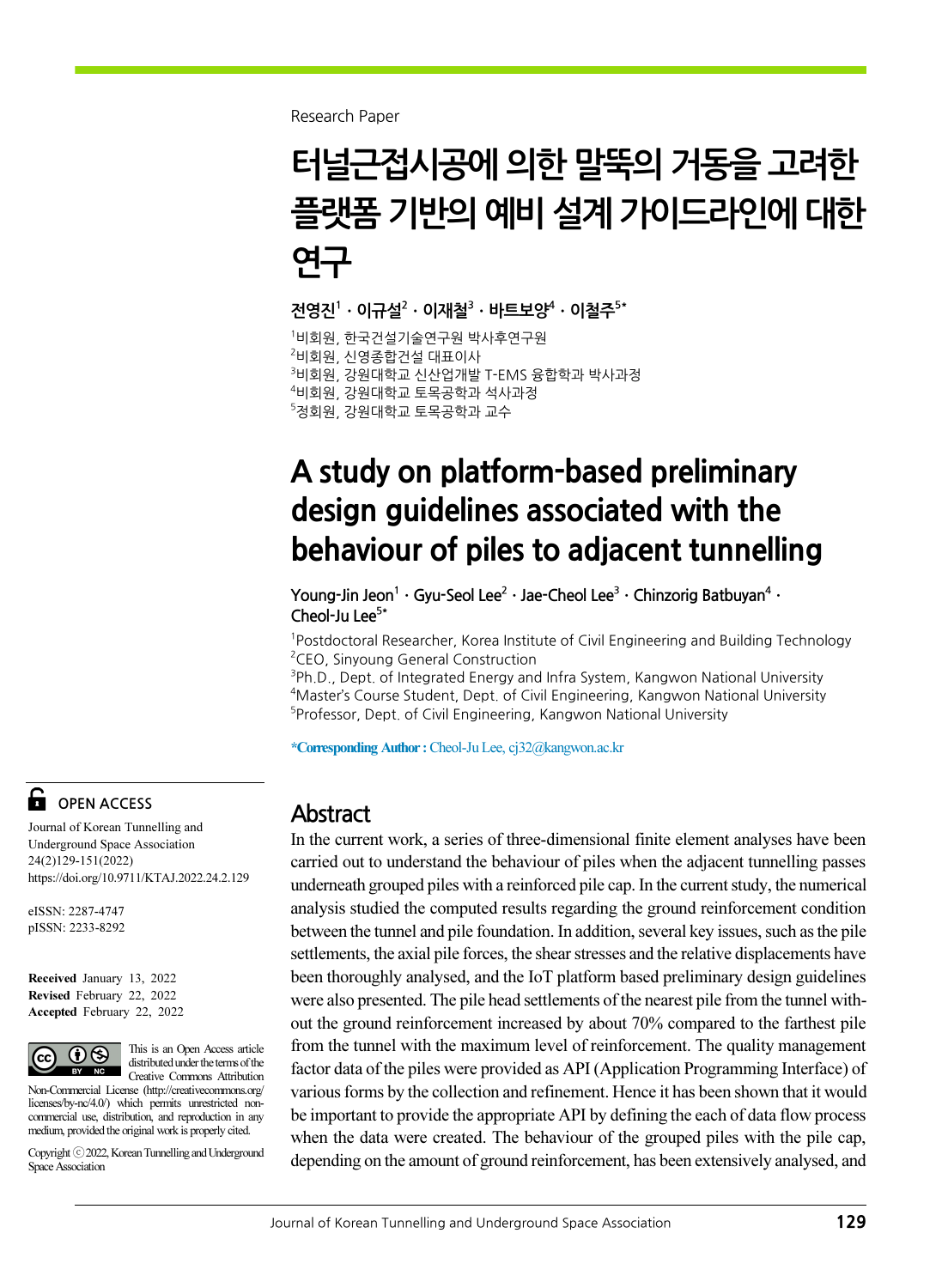Research Paper

# 터널근접시공에 의한 말뚝의 거동을 고려한 플랫폼 기반의 예비 설계 가이드라인에 대한 연구

**전영진[1] · 이규설[2] · 이재철[3] · 바트보양[4] · 이철주[5*]**

[1]비회원, 한국건설기술연구원 박사후연구원
[2]비회원, 신영종합건설 대표이사
[3]비회원, 강원대학교 신산업개발 T-EMS 융합학과 박사과정
[4]비회원, 강원대학교 토목공학과 석사과정
[5]정회원, 강원대학교 토목공학과 교수

# A study on platform-based preliminary design guidelines associated with the behaviour of piles to adjacent tunnelling

**Young-Jin Jeon[1] · Gyu-Seol Lee[2] · Jae-Cheol Lee[3] · Chinzorig Batbuyan[4] · Cheol-Ju Lee[5*]**

[1]Postdoctoral Researcher, Korea Institute of Civil Engineering and Building Technology
[2]CEO, Sinyoung General Construction
[3]Ph.D., Dept. of Integrated Energy and Infra System, Kangwon National University
[4]Master's Course Student, Dept. of Civil Engineering, Kangwon National University
[5]Professor, Dept. of Civil Engineering, Kangwon National University

**\*Corresponding Author :** Cheol-Ju Lee, cj32@kangwon.ac.kr

**OPEN ACCESS**

Journal of Korean Tunnelling and Underground Space Association 24(2)129-151(2022)
https://doi.org/10.9711/KTAJ.2022.24.2.129

eISSN: 2287-4747
pISSN: 2233-8292

**Received** January 13, 2022
**Revised** February 22, 2022
**Accepted** February 22, 2022

This is an Open Access article distributed under the terms of the Creative Commons Attribution Non-Commercial License (http://creativecommons.org/licenses/by-nc/4.0/) which permits unrestricted non-commercial use, distribution, and reproduction in any medium, provided the original work is properly cited.

Copyright ⓒ 2022, Korean Tunnelling and Underground Space Association

## Abstract

In the current work, a series of three-dimensional finite element analyses have been carried out to understand the behaviour of piles when the adjacent tunnelling passes underneath grouped piles with a reinforced pile cap. In the current study, the numerical analysis studied the computed results regarding the ground reinforcement condition between the tunnel and pile foundation. In addition, several key issues, such as the pile settlements, the axial pile forces, the shear stresses and the relative displacements have been thoroughly analysed, and the IoT platform based preliminary design guidelines were also presented. The pile head settlements of the nearest pile from the tunnel without the ground reinforcement increased by about 70% compared to the farthest pile from the tunnel with the maximum level of reinforcement. The quality management factor data of the piles were provided as API (Application Programming Interface) of various forms by the collection and refinement. Hence it has been shown that it would be important to provide the appropriate API by defining the each of data flow process when the data were created. The behaviour of the grouped piles with the pile cap, depending on the amount of ground reinforcement, has been extensively analysed, and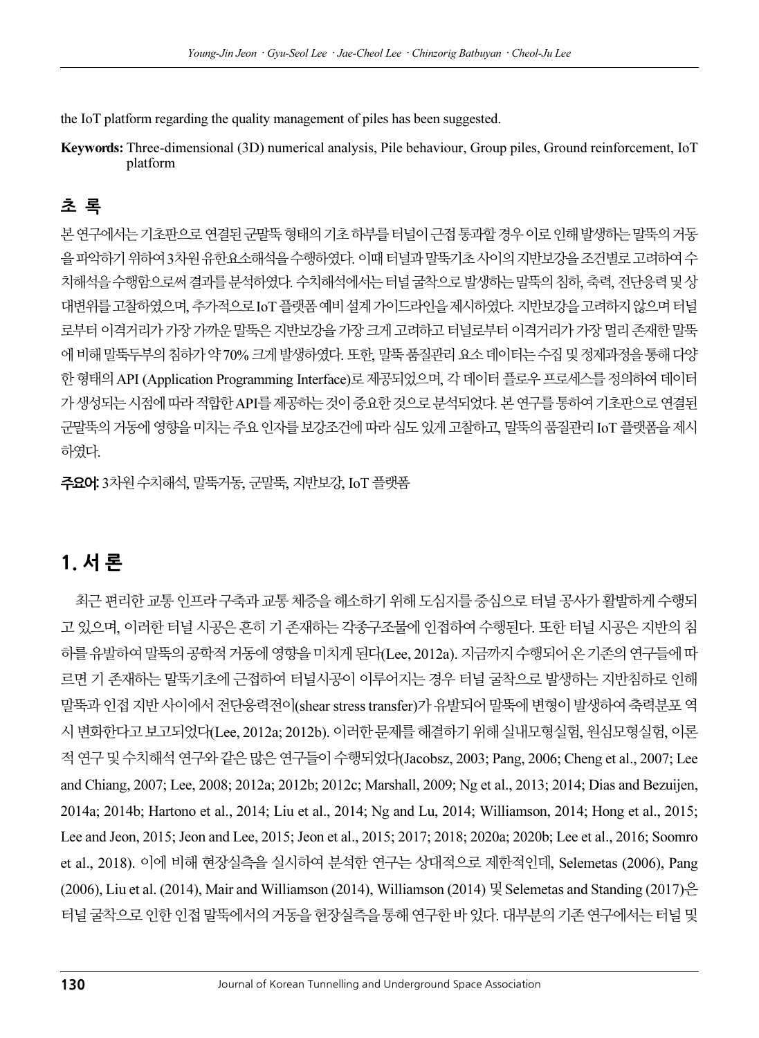the IoT platform regarding the quality management of piles has been suggested.

**Keywords:** Three-dimensional (3D) numerical analysis, Pile behaviour, Group piles, Ground reinforcement, IoT platform

## 초 록

본 연구에서는 기초판으로 연결된 군말뚝 형태의 기초 하부를 터널이 근접 통과할 경우 이로 인해 발생하는 말뚝의 거동을 파악하기 위하여 3차원 유한요소해석을 수행하였다. 이때 터널과 말뚝기초 사이의 지반보강을 조건별로 고려하여 수치해석을 수행함으로써 결과를 분석하였다. 수치해석에서는 터널 굴착으로 발생하는 말뚝의 침하, 축력, 전단응력 및 상대변위를 고찰하였으며, 추가적으로 IoT 플랫폼 예비 설계 가이드라인을 제시하였다. 지반보강을 고려하지 않으며 터널로부터 이격거리가 가장 가까운 말뚝은 지반보강을 가장 크게 고려하고 터널로부터 이격거리가 가장 멀리 존재한 말뚝에 비해 말뚝두부의 침하가 약 70% 크게 발생하였다. 또한, 말뚝 품질관리 요소 데이터는 수집 및 정제과정을 통해 다양한 형태의 API (Application Programming Interface)로 제공되었으며, 각 데이터 플로우 프로세스를 정의하여 데이터가 생성되는 시점에 따라 적합한 API를 제공하는 것이 중요한 것으로 분석되었다. 본 연구를 통하여 기초판으로 연결된 군말뚝의 거동에 영향을 미치는 주요 인자를 보강조건에 따라 심도 있게 고찰하고, 말뚝의 품질관리 IoT 플랫폼을 제시하였다.

**주요어:** 3차원 수치해석, 말뚝거동, 군말뚝, 지반보강, IoT 플랫폼

# 1. 서 론

최근 편리한 교통 인프라 구축과 교통 체증을 해소하기 위해 도심지를 중심으로 터널 공사가 활발하게 수행되고 있으며, 이러한 터널 시공은 흔히 기 존재하는 각종구조물에 인접하여 수행된다. 또한 터널 시공은 지반의 침하를 유발하여 말뚝의 공학적 거동에 영향을 미치게 된다(Lee, 2012a). 지금까지 수행되어 온 기존의 연구들에 따르면 기 존재하는 말뚝기초에 근접하여 터널시공이 이루어지는 경우 터널 굴착으로 발생하는 지반침하로 인해 말뚝과 인접 지반 사이에서 전단응력전이(shear stress transfer)가 유발되어 말뚝에 변형이 발생하여 축력분포 역시 변화한다고 보고되었다(Lee, 2012a; 2012b). 이러한 문제를 해결하기 위해 실내모형실험, 원심모형실험, 이론적 연구 및 수치해석 연구와 같은 많은 연구들이 수행되었다(Jacobsz, 2003; Pang, 2006; Cheng et al., 2007; Lee and Chiang, 2007; Lee, 2008; 2012a; 2012b; 2012c; Marshall, 2009; Ng et al., 2013; 2014; Dias and Bezuijen, 2014a; 2014b; Hartono et al., 2014; Liu et al., 2014; Ng and Lu, 2014; Williamson, 2014; Hong et al., 2015; Lee and Jeon, 2015; Jeon and Lee, 2015; Jeon et al., 2015; 2017; 2018; 2020a; 2020b; Lee et al., 2016; Soomro et al., 2018). 이에 비해 현장실측을 실시하여 분석한 연구는 상대적으로 제한적인데, Selemetas (2006), Pang (2006), Liu et al. (2014), Mair and Williamson (2014), Williamson (2014) 및 Selemetas and Standing (2017)은 터널 굴착으로 인한 인접 말뚝에서의 거동을 현장실측을 통해 연구한 바 있다. 대부분의 기존 연구에서는 터널 및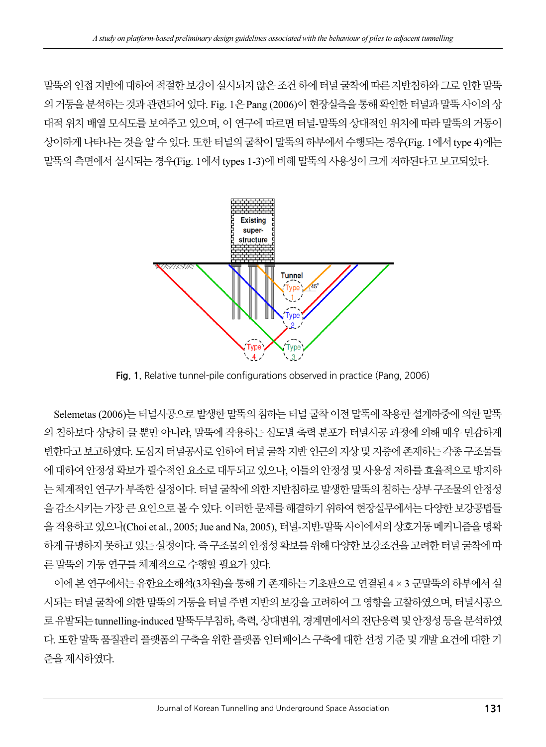말뚝의 인접 지반에 대하여 적절한 보강이 실시되지 않은 조건 하에 터널 굴착에 따른 지반침하와 그로 인한 말뚝의 거동을 분석하는 것과 관련되어 있다. Fig. 1은 Pang (2006)이 현장실측을 통해 확인한 터널과 말뚝 사이의 상대적 위치 배열 모식도를 보여주고 있으며, 이 연구에 따르면 터널-말뚝의 상대적인 위치에 따라 말뚝의 거동이 상이하게 나타나는 것을 알 수 있다. 또한 터널의 굴착이 말뚝의 하부에서 수행되는 경우(Fig. 1에서 type 4)에는 말뚝의 측면에서 실시되는 경우(Fig. 1에서 types 1-3)에 비해 말뚝의 사용성이 크게 저하된다고 보고되었다.

**Fig. 1.** Relative tunnel-pile configurations observed in practice (Pang, 2006)

Selemetas (2006)는 터널시공으로 발생한 말뚝의 침하는 터널 굴착 이전 말뚝에 작용한 설계하중에 의한 말뚝의 침하보다 상당히 클 뿐만 아니라, 말뚝에 작용하는 심도별 축력 분포가 터널시공 과정에 의해 매우 민감하게 변한다고 보고하였다. 도심지 터널공사로 인하여 터널 굴착 지반 인근의 지상 및 지중에 존재하는 각종 구조물들에 대하여 안정성 확보가 필수적인 요소로 대두되고 있으나, 이들의 안정성 및 사용성 저하를 효율적으로 방지하는 체계적인 연구가 부족한 실정이다. 터널 굴착에 의한 지반침하로 발생한 말뚝의 침하는 상부 구조물의 안정성을 감소시키는 가장 큰 요인으로 볼 수 있다. 이러한 문제를 해결하기 위하여 현장실무에서는 다양한 보강공법들을 적용하고 있으나(Choi et al., 2005; Jue and Na, 2005), 터널-지반-말뚝 사이에서의 상호거동 메커니즘을 명확하게 규명하지 못하고 있는 실정이다. 즉 구조물의 안정성 확보를 위해 다양한 보강조건을 고려한 터널 굴착에 따른 말뚝의 거동 연구를 체계적으로 수행할 필요가 있다.

이에 본 연구에서는 유한요소해석(3차원)을 통해 기 존재하는 기초판으로 연결된 4 × 3 군말뚝의 하부에서 실시되는 터널 굴착에 의한 말뚝의 거동을 터널 주변 지반의 보강을 고려하여 그 영향을 고찰하였으며, 터널시공으로 유발되는 tunnelling-induced 말뚝두부침하, 축력, 상대변위, 경계면에서의 전단응력 및 안정성 등을 분석하였다. 또한 말뚝 품질관리 플랫폼의 구축을 위한 플랫폼 인터페이스 구축에 대한 선정 기준 및 개발 요건에 대한 기준을 제시하였다.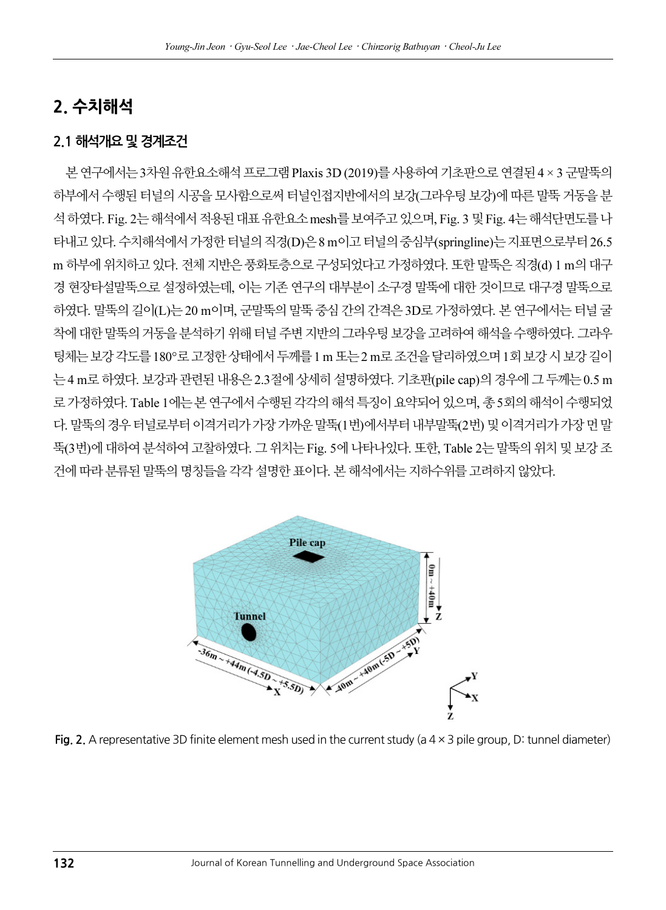## 2. 수치해석

### 2.1 해석개요 및 경계조건

본 연구에서는 3차원 유한요소해석 프로그램 Plaxis 3D (2019)를 사용하여 기초판으로 연결된 4 × 3 군말뚝의 하부에서 수행된 터널의 시공을 모사함으로써 터널인접지반에서의 보강(그라우팅 보강)에 따른 말뚝 거동을 분석 하였다. Fig. 2는 해석에서 적용된 대표 유한요소 mesh를 보여주고 있으며, Fig. 3 및 Fig. 4는 해석단면도를 나타내고 있다. 수치해석에서 가정한 터널의 직경(D)은 8 m이고 터널의 중심부(springline)는 지표면으로부터 26.5 m 하부에 위치하고 있다. 전체 지반은 풍화토층으로 구성되었다고 가정하였다. 또한 말뚝은 직경(d) 1 m의 대구경 현장타설말뚝으로 설정하였는데, 이는 기존 연구의 대부분이 소구경 말뚝에 대한 것이므로 대구경 말뚝으로 하였다. 말뚝의 길이(L)는 20 m이며, 군말뚝의 말뚝 중심 간의 간격은 3D로 가정하였다. 본 연구에서는 터널 굴착에 대한 말뚝의 거동을 분석하기 위해 터널 주변 지반의 그라우팅 보강을 고려하여 해석을 수행하였다. 그라우팅체는 보강 각도를 180°로 고정한 상태에서 두께를 1 m 또는 2 m로 조건을 달리하였으며 1회 보강 시 보강 길이는 4 m로 하였다. 보강과 관련된 내용은 2.3절에 상세히 설명하였다. 기초판(pile cap)의 경우에 그 두께는 0.5 m로 가정하였다. Table 1에는 본 연구에서 수행된 각각의 해석 특징이 요약되어 있으며, 총 5회의 해석이 수행되었다. 말뚝의 경우 터널로부터 이격거리가 가장 가까운 말뚝(1번)에서부터 내부말뚝(2번) 및 이격거리가 가장 먼 말뚝(3번)에 대하여 분석하여 고찰하였다. 그 위치는 Fig. 5에 나타나있다. 또한, Table 2는 말뚝의 위치 및 보강 조건에 따라 분류된 말뚝의 명칭들을 각각 설명한 표이다. 본 해석에서는 지하수위를 고려하지 않았다.

Fig. 2. A representative 3D finite element mesh used in the current study (a 4 × 3 pile group, D: tunnel diameter)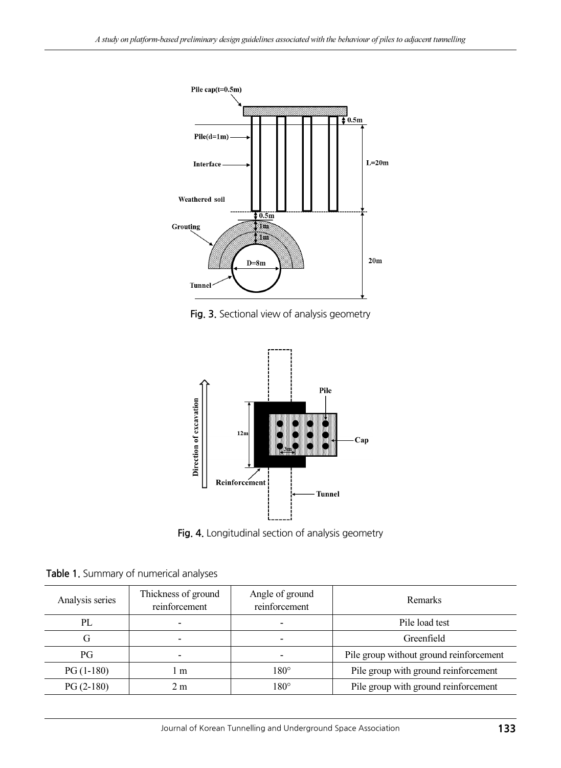Fig. 3. Sectional view of analysis geometry

Fig. 4. Longitudinal section of analysis geometry

Table 1. Summary of numerical analyses

| Analysis series | Thickness of ground reinforcement | Angle of ground reinforcement | Remarks |
|---|---|---|---|
| PL | - | - | Pile load test |
| G | - | - | Greenfield |
| PG | - | - | Pile group without ground reinforcement |
| PG (1-180) | 1 m | 180° | Pile group with ground reinforcement |
| PG (2-180) | 2 m | 180° | Pile group with ground reinforcement |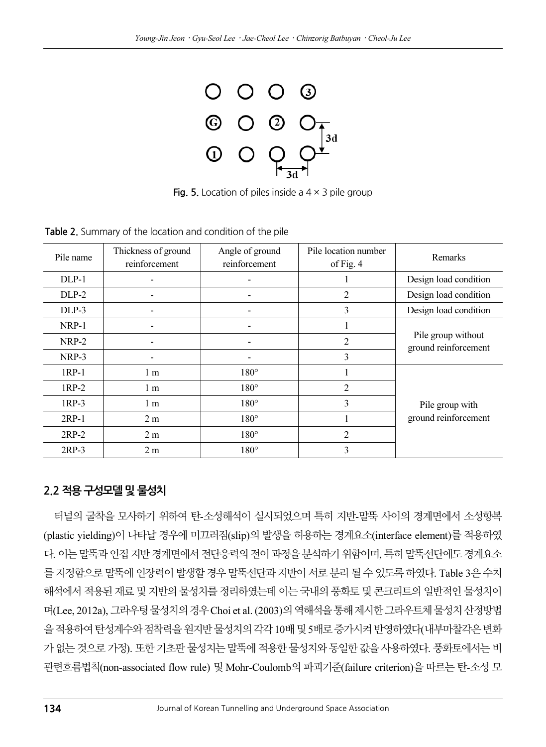Fig. 5. Location of piles inside a 4 × 3 pile group

Table 2. Summary of the location and condition of the pile

| Pile name | Thickness of ground reinforcement | Angle of ground reinforcement | Pile location number of Fig. 4 | Remarks |
|---|---|---|---|---|
| DLP-1 | - | - | 1 | Design load condition |
| DLP-2 | - | - | 2 | Design load condition |
| DLP-3 | - | - | 3 | Design load condition |
| NRP-1 | - | - | 1 | Pile group without ground reinforcement |
| NRP-2 | - | - | 2 | |
| NRP-3 | - | - | 3 | |
| 1RP-1 | 1 m | 180° | 1 | Pile group with ground reinforcement |
| 1RP-2 | 1 m | 180° | 2 | |
| 1RP-3 | 1 m | 180° | 3 | |
| 2RP-1 | 2 m | 180° | 1 | |
| 2RP-2 | 2 m | 180° | 2 | |
| 2RP-3 | 2 m | 180° | 3 | |

## 2.2 적용 구성모델 및 물성치

터널의 굴착을 모사하기 위하여 탄-소성해석이 실시되었으며 특히 지반-말뚝 사이의 경계면에서 소성항복(plastic yielding)이 나타날 경우에 미끄러짐(slip)의 발생을 허용하는 경계요소(interface element)를 적용하였다. 이는 말뚝과 인접 지반 경계면에서 전단응력의 전이 과정을 분석하기 위함이며, 특히 말뚝선단에도 경계요소를 지정함으로 말뚝에 인장력이 발생할 경우 말뚝선단과 지반이 서로 분리 될 수 있도록 하였다. Table 3은 수치해석에서 적용된 재료 및 지반의 물성치를 정리하였는데 이는 국내의 풍화토 및 콘크리트의 일반적인 물성치이며(Lee, 2012a), 그라우팅 물성치의 경우 Choi et al. (2003)의 역해석을 통해 제시한 그라우트체 물성치 산정방법을 적용하여 탄성계수와 점착력을 원지반 물성치의 각각 10배 및 5배로 증가시켜 반영하였다(내부마찰각은 변화가 없는 것으로 가정). 또한 기초판 물성치는 말뚝에 적용한 물성치와 동일한 값을 사용하였다. 풍화토에서는 비관련흐름법칙(non-associated flow rule) 및 Mohr-Coulomb의 파괴기준(failure criterion)을 따르는 탄-소성 모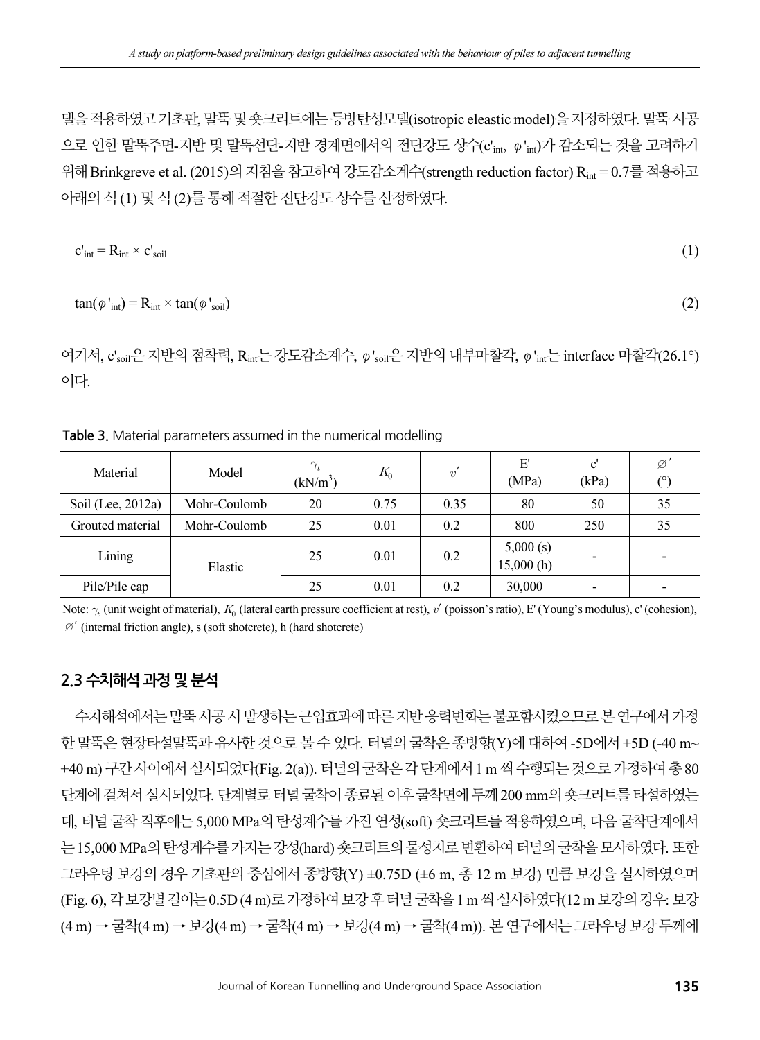델을 적용하였고 기초판, 말뚝 및 숏크리트에는 등방탄성모델(isotropic eleastic model)을 지정하였다. 말뚝 시공으로 인한 말뚝주면-지반 및 말뚝선단-지반 경계면에서의 전단강도 상수($c'_{int}$, $\varphi'_{int}$)가 감소되는 것을 고려하기 위해 Brinkgreve et al. (2015)의 지침을 참고하여 강도감소계수(strength reduction factor) $R_{int}$ = 0.7를 적용하고 아래의 식 (1) 및 식 (2)를 통해 적절한 전단강도 상수를 산정하였다.

$$c'_{int} = R_{int} \times c'_{soil} \tag{1}$$

$$\tan(\varphi'_{int}) = R_{int} \times \tan(\varphi'_{soil}) \tag{2}$$

여기서, $c'_{soil}$은 지반의 점착력, $R_{int}$는 강도감소계수, $\varphi'_{soil}$은 지반의 내부마찰각, $\varphi'_{int}$는 interface 마찰각(26.1°)이다.

**Table 3.** Material parameters assumed in the numerical modelling

| Material | Model | $\gamma_t$ (kN/m$^3$) | $K_0$ | $v'$ | E' (MPa) | c' (kPa) | $\varnothing'$ (°) |
|---|---|---|---|---|---|---|---|
| Soil (Lee, 2012a) | Mohr-Coulomb | 20 | 0.75 | 0.35 | 80 | 50 | 35 |
| Grouted material | Mohr-Coulomb | 25 | 0.01 | 0.2 | 800 | 250 | 35 |
| Lining | Elastic | 25 | 0.01 | 0.2 | 5,000 (s) 15,000 (h) | - | - |
| Pile/Pile cap | | 25 | 0.01 | 0.2 | 30,000 | - | - |

Note: $\gamma_t$ (unit weight of material), $K_0$ (lateral earth pressure coefficient at rest), $v'$ (poisson's ratio), E' (Young's modulus), c' (cohesion), $\varnothing'$ (internal friction angle), s (soft shotcrete), h (hard shotcrete)

## 2.3 수치해석 과정 및 분석

수치해석에서는 말뚝 시공 시 발생하는 근입효과에 따른 지반 응력변화는 불포함시켰으므로 본 연구에서 가정한 말뚝은 현장타설말뚝과 유사한 것으로 볼 수 있다. 터널의 굴착은 종방향(Y)에 대하여 -5D에서 +5D (-40 m~+40 m) 구간 사이에서 실시되었다(Fig. 2(a)). 터널의 굴착은 각 단계에서 1 m 씩 수행되는 것으로 가정하여 총 80단계에 걸쳐서 실시되었다. 단계별로 터널 굴착이 종료된 이후 굴착면에 두께 200 mm의 숏크리트를 타설하였는데, 터널 굴착 직후에는 5,000 MPa의 탄성계수를 가진 연성(soft) 숏크리트를 적용하였으며, 다음 굴착단계에서는 15,000 MPa의 탄성계수를 가지는 강성(hard) 숏크리트의 물성치로 변환하여 터널의 굴착을 모사하였다. 또한 그라우팅 보강의 경우 기초판의 중심에서 종방향(Y) ±0.75D (±6 m, 총 12 m 보강) 만큼 보강을 실시하였으며(Fig. 6), 각 보강별 길이는 0.5D (4 m)로 가정하여 보강 후 터널 굴착을 1 m 씩 실시하였다(12 m 보강의 경우: 보강(4 m) → 굴착(4 m) → 보강(4 m) → 굴착(4 m) → 보강(4 m) → 굴착(4 m)). 본 연구에서는 그라우팅 보강 두께에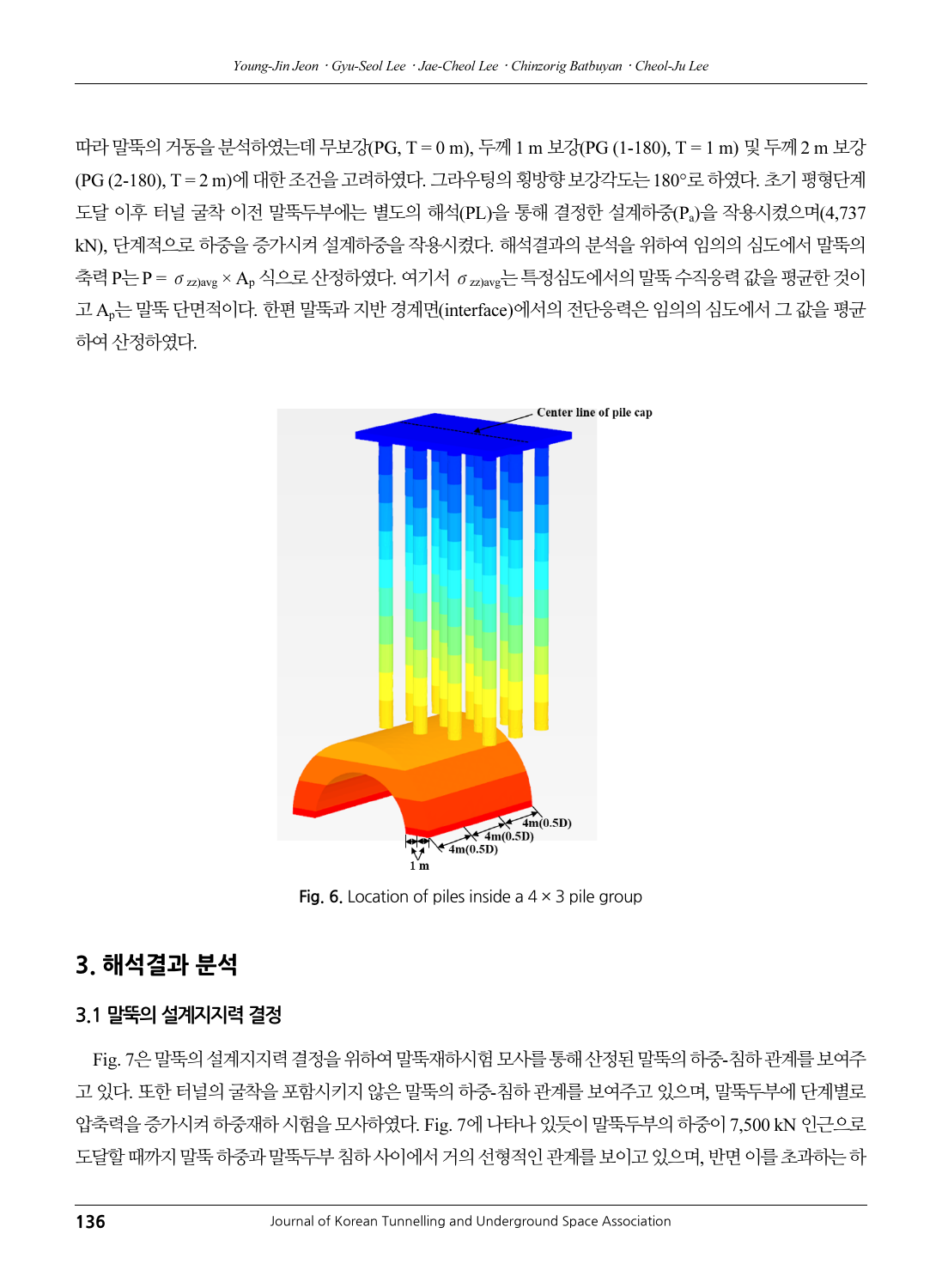따라 말뚝의 거동을 분석하였는데 무보강(PG, T = 0 m), 두께 1 m 보강(PG (1-180), T = 1 m) 및 두께 2 m 보강(PG (2-180), T = 2 m)에 대한 조건을 고려하였다. 그라우팅의 횡방향 보강각도는 180°로 하였다. 초기 평형단계 도달 이후 터널 굴착 이전 말뚝두부에는 별도의 해석(PL)을 통해 결정한 설계하중($P_a$)을 작용시켰으며(4,737 kN), 단계적으로 하중을 증가시켜 설계하중을 작용시켰다. 해석결과의 분석을 위하여 임의의 심도에서 말뚝의 축력 P는 $P = \sigma_{zz)avg} \times A_p$ 식으로 산정하였다. 여기서 $\sigma_{zz)avg}$는 특정심도에서의 말뚝 수직응력 값을 평균한 것이고 $A_p$는 말뚝 단면적이다. 한편 말뚝과 지반 경계면(interface)에서의 전단응력은 임의의 심도에서 그 값을 평균하여 산정하였다.

**Fig. 6.** Location of piles inside a 4 × 3 pile group

## 3. 해석결과 분석

### 3.1 말뚝의 설계지지력 결정

Fig. 7은 말뚝의 설계지지력 결정을 위하여 말뚝재하시험 모사를 통해 산정된 말뚝의 하중-침하 관계를 보여주고 있다. 또한 터널의 굴착을 포함시키지 않은 말뚝의 하중-침하 관계를 보여주고 있으며, 말뚝두부에 단계별로 압축력을 증가시켜 하중재하 시험을 모사하였다. Fig. 7에 나타나 있듯이 말뚝두부의 하중이 7,500 kN 인근으로 도달할 때까지 말뚝 하중과 말뚝두부 침하 사이에서 거의 선형적인 관계를 보이고 있으며, 반면 이를 초과하는 하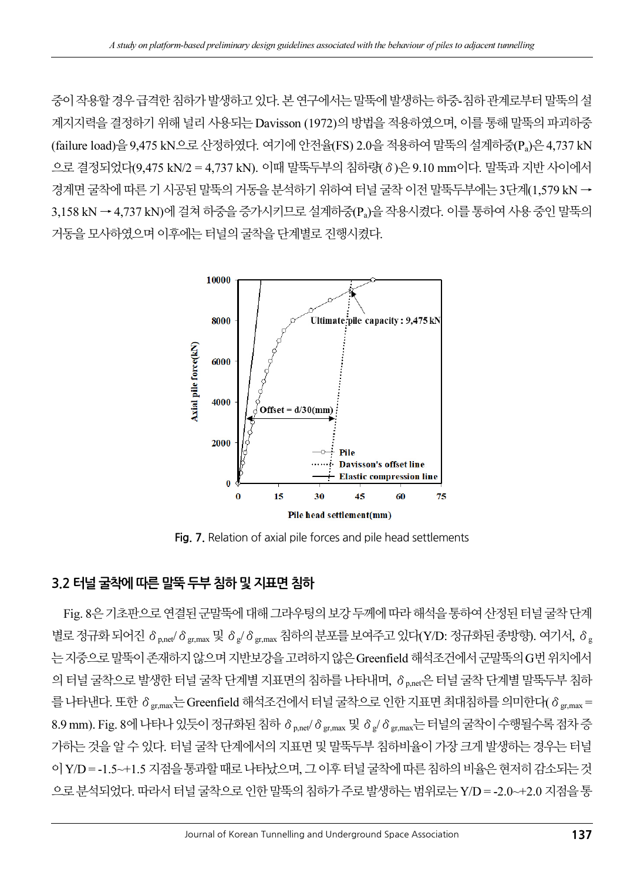중이 작용할 경우 급격한 침하가 발생하고 있다. 본 연구에서는 말뚝에 발생하는 하중-침하 관계로부터 말뚝의 설계지지력을 결정하기 위해 널리 사용되는 Davisson (1972)의 방법을 적용하였으며, 이를 통해 말뚝의 파괴하중(failure load)을 9,475 kN으로 산정하였다. 여기에 안전율(FS) 2.0을 적용하여 말뚝의 설계하중($P_a$)은 4,737 kN으로 결정되었다(9,475 kN/2 = 4,737 kN). 이때 말뚝두부의 침하량($\delta$)은 9.10 mm이다. 말뚝과 지반 사이에서 경계면 굴착에 따른 기 시공된 말뚝의 거동을 분석하기 위하여 터널 굴착 이전 말뚝두부에는 3단계(1,579 kN → 3,158 kN → 4,737 kN)에 걸쳐 하중을 증가시키므로 설계하중($P_a$)을 작용시켰다. 이를 통하여 사용 중인 말뚝의 거동을 모사하였으며 이후에는 터널의 굴착을 단계별로 진행시켰다.

Fig. 7. Relation of axial pile forces and pile head settlements

## 3.2 터널 굴착에 따른 말뚝 두부 침하 및 지표면 침하

Fig. 8은 기초판으로 연결된 군말뚝에 대해 그라우팅의 보강 두께에 따라 해석을 통하여 산정된 터널 굴착 단계별로 정규화 되어진 $\delta_{p,net}/\delta_{gr,max}$ 및 $\delta_g/\delta_{gr,max}$ 침하의 분포를 보여주고 있다(Y/D: 정규화된 종방향). 여기서, $\delta_g$는 지중으로 말뚝이 존재하지 않으며 지반보강을 고려하지 않은 Greenfield 해석조건에서 군말뚝의 G번 위치에서의 터널 굴착으로 발생한 터널 굴착 단계별 지표면의 침하를 나타내며, $\delta_{p,net}$은 터널 굴착 단계별 말뚝두부 침하를 나타낸다. 또한 $\delta_{gr,max}$는 Greenfield 해석조건에서 터널 굴착으로 인한 지표면 최대침하를 의미한다($\delta_{gr,max}$ = 8.9 mm). Fig. 8에 나타나 있듯이 정규화된 침하 $\delta_{p,net}/\delta_{gr,max}$ 및 $\delta_g/\delta_{gr,max}$는 터널의 굴착이 수행될수록 점차 증가하는 것을 알 수 있다. 터널 굴착 단계에서의 지표면 및 말뚝두부 침하비율이 가장 크게 발생하는 경우는 터널이 Y/D = -1.5~+1.5 지점을 통과할 때로 나타났으며, 그 이후 터널 굴착에 따른 침하의 비율은 현저히 감소되는 것으로 분석되었다. 따라서 터널 굴착으로 인한 말뚝의 침하가 주로 발생하는 범위로는 Y/D = -2.0~+2.0 지점을 통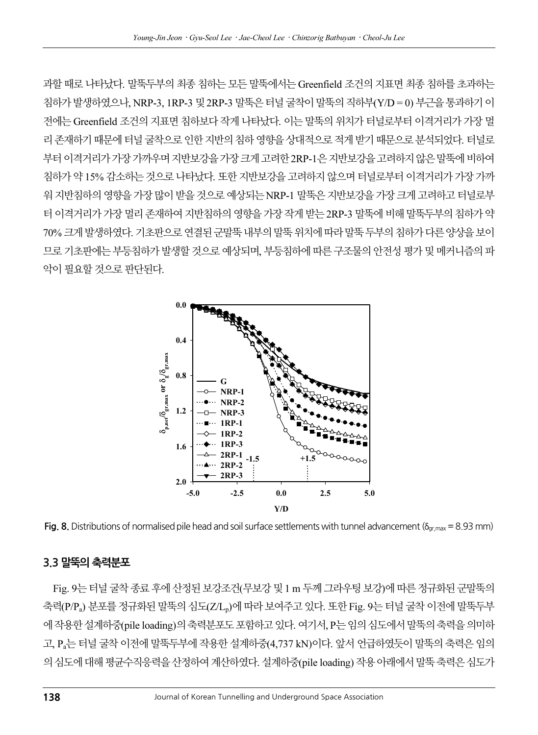과할 때로 나타났다. 말뚝두부의 최종 침하는 모든 말뚝에서는 Greenfield 조건의 지표면 최종 침하를 초과하는 침하가 발생하였으나, NRP-3, 1RP-3 및 2RP-3 말뚝은 터널 굴착이 말뚝의 직하부(Y/D = 0) 부근을 통과하기 이전에는 Greenfield 조건의 지표면 침하보다 작게 나타났다. 이는 말뚝의 위치가 터널로부터 이격거리가 가장 멀리 존재하기 때문에 터널 굴착으로 인한 지반의 침하 영향을 상대적으로 적게 받기 때문으로 분석되었다. 터널로부터 이격거리가 가장 가까우며 지반보강을 가장 크게 고려한 2RP-1은 지반보강을 고려하지 않은 말뚝에 비하여 침하가 약 15% 감소하는 것으로 나타났다. 또한 지반보강을 고려하지 않으며 터널로부터 이격거리가 가장 가까워 지반침하의 영향을 가장 많이 받을 것으로 예상되는 NRP-1 말뚝은 지반보강을 가장 크게 고려하고 터널로부터 이격거리가 가장 멀리 존재하여 지반침하의 영향을 가장 작게 받는 2RP-3 말뚝에 비해 말뚝두부의 침하가 약 70% 크게 발생하였다. 기초판으로 연결된 군말뚝 내부의 말뚝 위치에 따라 말뚝 두부의 침하가 다른 양상을 보이므로 기초판에는 부등침하가 발생할 것으로 예상되며, 부등침하에 따른 구조물의 안전성 평가 및 메커니즘의 파악이 필요할 것으로 판단된다.

**Fig. 8.** Distributions of normalised pile head and soil surface settlements with tunnel advancement ($\delta_{gr,max}$ = 8.93 mm)

## 3.3 말뚝의 축력분포

Fig. 9는 터널 굴착 종료 후에 산정된 보강조건(무보강 및 1 m 두께 그라우팅 보강)에 따른 정규화된 군말뚝의 축력($P/P_a$) 분포를 정규화된 말뚝의 심도($Z/L_p$)에 따라 보여주고 있다. 또한 Fig. 9는 터널 굴착 이전에 말뚝두부에 작용한 설계하중(pile loading)의 축력분포도 포함하고 있다. 여기서, P는 임의 심도에서 말뚝의 축력을 의미하고, $P_a$는 터널 굴착 이전에 말뚝두부에 작용한 설계하중(4,737 kN)이다. 앞서 언급하였듯이 말뚝의 축력은 임의의 심도에 대해 평균수직응력을 산정하여 계산하였다. 설계하중(pile loading) 작용 아래에서 말뚝 축력은 심도가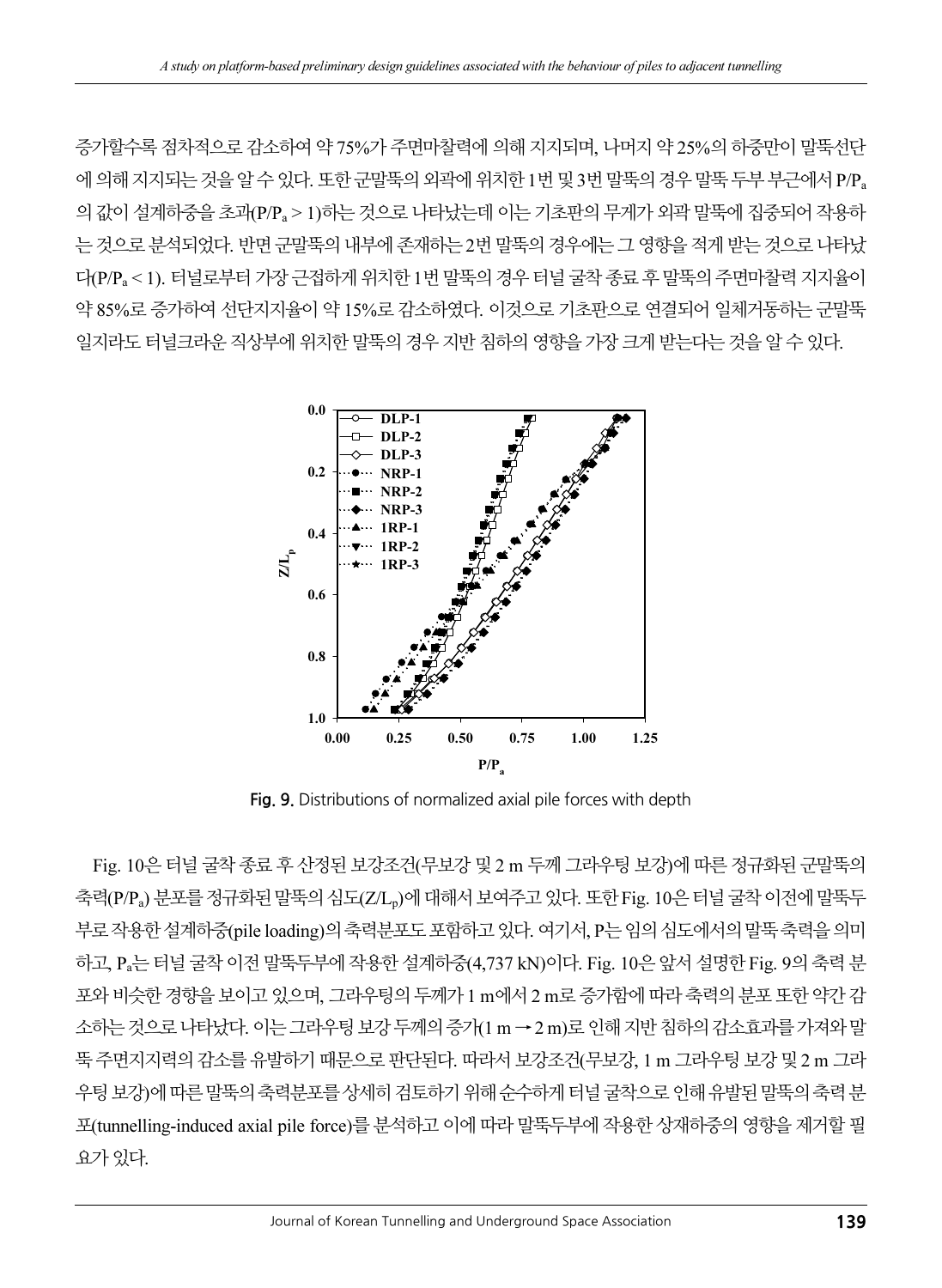증가할수록 점차적으로 감소하여 약 75%가 주면마찰력에 의해 지지되며, 나머지 약 25%의 하중만이 말뚝선단에 의해 지지되는 것을 알 수 있다. 또한 군말뚝의 외곽에 위치한 1번 및 3번 말뚝의 경우 말뚝 두부 부근에서 $P/P_a$의 값이 설계하중을 초과($P/P_a > 1$)하는 것으로 나타났는데 이는 기초판의 무게가 외곽 말뚝에 집중되어 작용하는 것으로 분석되었다. 반면 군말뚝의 내부에 존재하는 2번 말뚝의 경우에는 그 영향을 적게 받는 것으로 나타났다($P/P_a < 1$). 터널로부터 가장 근접하게 위치한 1번 말뚝의 경우 터널 굴착 종료 후 말뚝의 주면마찰력 지지율이 약 85%로 증가하여 선단지지율이 약 15%로 감소하였다. 이것으로 기초판으로 연결되어 일체거동하는 군말뚝일지라도 터널크라운 직상부에 위치한 말뚝의 경우 지반 침하의 영향을 가장 크게 받는다는 것을 알 수 있다.

Fig. 9. Distributions of normalized axial pile forces with depth

Fig. 10은 터널 굴착 종료 후 산정된 보강조건(무보강 및 2 m 두께 그라우팅 보강)에 따른 정규화된 군말뚝의 축력($P/P_a$) 분포를 정규화된 말뚝의 심도($Z/L_p$)에 대해서 보여주고 있다. 또한 Fig. 10은 터널 굴착 이전에 말뚝두부로 작용한 설계하중(pile loading)의 축력분포도 포함하고 있다. 여기서, P는 임의 심도에서의 말뚝 축력을 의미하고, $P_a$는 터널 굴착 이전 말뚝두부에 작용한 설계하중(4,737 kN)이다. Fig. 10은 앞서 설명한 Fig. 9의 축력 분포와 비슷한 경향을 보이고 있으며, 그라우팅의 두께가 1 m에서 2 m로 증가함에 따라 축력의 분포 또한 약간 감소하는 것으로 나타났다. 이는 그라우팅 보강 두께의 증가(1 m → 2 m)로 인해 지반 침하의 감소효과를 가져와 말뚝 주면지지력의 감소를 유발하기 때문으로 판단된다. 따라서 보강조건(무보강, 1 m 그라우팅 보강 및 2 m 그라우팅 보강)에 따른 말뚝의 축력분포를 상세히 검토하기 위해 순수하게 터널 굴착으로 인해 유발된 말뚝의 축력 분포(tunnelling-induced axial pile force)를 분석하고 이에 따라 말뚝두부에 작용한 상재하중의 영향을 제거할 필요가 있다.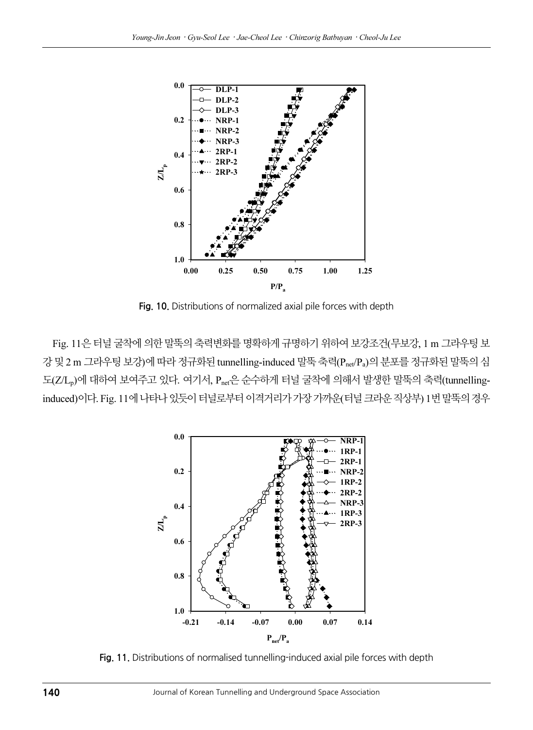Fig. 10. Distributions of normalized axial pile forces with depth

Fig. 11은 터널 굴착에 의한 말뚝의 축력변화를 명확하게 규명하기 위하여 보강조건(무보강, 1 m 그라우팅 보강 및 2 m 그라우팅 보강)에 따라 정규화된 tunnelling-induced 말뚝 축력($P_{net}/P_a$)의 분포를 정규화된 말뚝의 심도($Z/L_p$)에 대하여 보여주고 있다. 여기서, $P_{net}$은 순수하게 터널 굴착에 의해서 발생한 말뚝의 축력(tunnelling-induced)이다. Fig. 11에 나타나 있듯이 터널로부터 이격거리가 가장 가까운(터널 크라운 직상부) 1번 말뚝의 경우

Fig. 11. Distributions of normalised tunnelling-induced axial pile forces with depth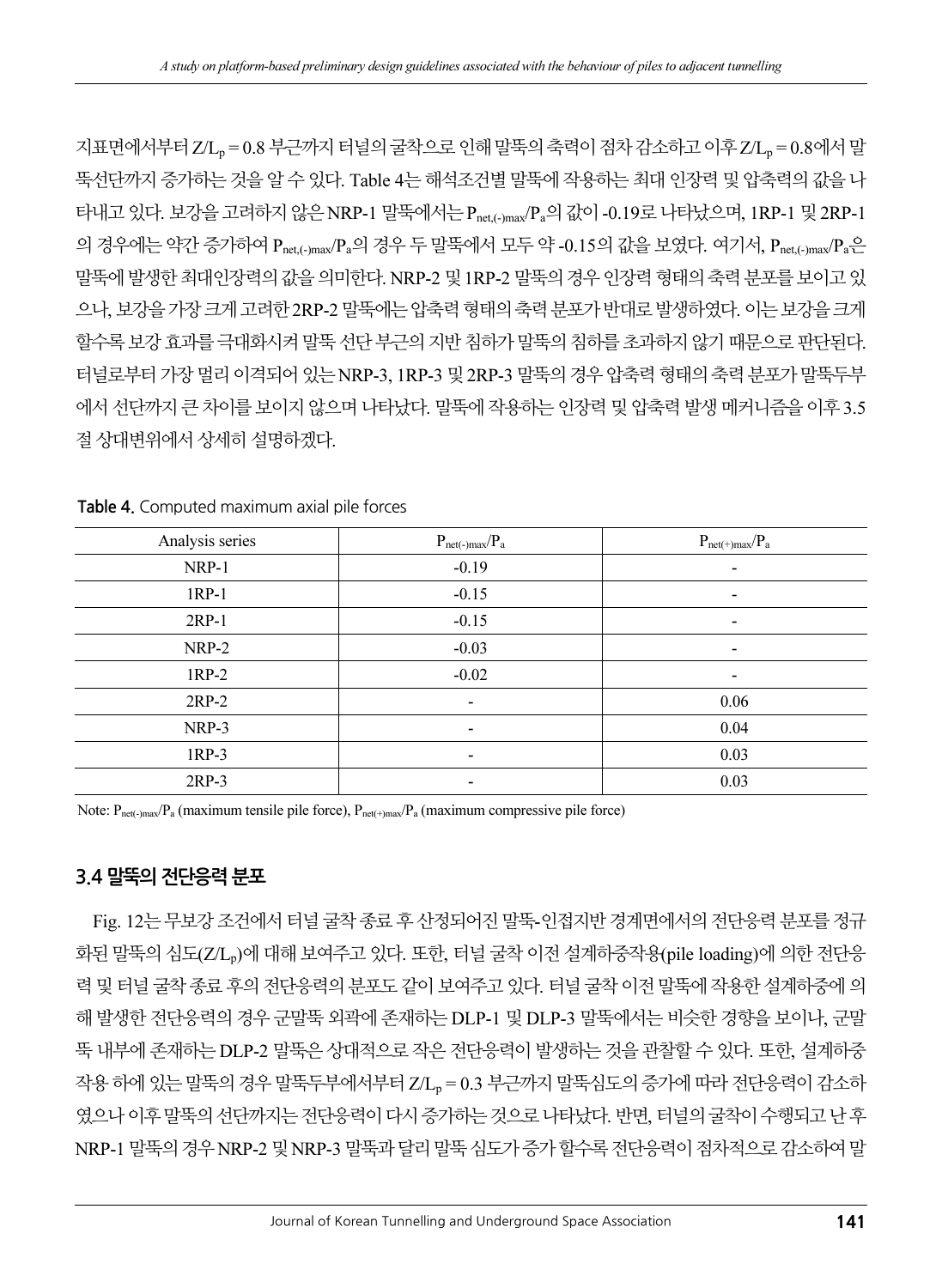지표면에서부터 $Z/L_p$ = 0.8 부근까지 터널의 굴착으로 인해 말뚝의 축력이 점차 감소하고 이후 $Z/L_p$ = 0.8에서 말뚝선단까지 증가하는 것을 알 수 있다. Table 4는 해석조건별 말뚝에 작용하는 최대 인장력 및 압축력의 값을 나타내고 있다. 보강을 고려하지 않은 NRP-1 말뚝에서는 $P_{net,(-)max}/P_a$의 값이 -0.19로 나타났으며, 1RP-1 및 2RP-1의 경우에는 약간 증가하여 $P_{net,(-)max}/P_a$의 경우 두 말뚝에서 모두 약 -0.15의 값을 보였다. 여기서, $P_{net,(-)max}/P_a$은 말뚝에 발생한 최대인장력의 값을 의미한다. NRP-2 및 1RP-2 말뚝의 경우 인장력 형태의 축력 분포를 보이고 있으나, 보강을 가장 크게 고려한 2RP-2 말뚝에는 압축력 형태의 축력 분포가 반대로 발생하였다. 이는 보강을 크게 할수록 보강 효과를 극대화시켜 말뚝 선단 부근의 지반 침하가 말뚝의 침하를 초과하지 않기 때문으로 판단된다. 터널로부터 가장 멀리 이격되어 있는 NRP-3, 1RP-3 및 2RP-3 말뚝의 경우 압축력 형태의 축력 분포가 말뚝두부에서 선단까지 큰 차이를 보이지 않으며 나타났다. 말뚝에 작용하는 인장력 및 압축력 발생 메커니즘을 이후 3.5절 상대변위에서 상세히 설명하겠다.

**Table 4.** Computed maximum axial pile forces

| Analysis series | $P_{net(-)max}/P_a$ | $P_{net(+)max}/P_a$ |
|---|---|---|
| NRP-1 | -0.19 | - |
| 1RP-1 | -0.15 | - |
| 2RP-1 | -0.15 | - |
| NRP-2 | -0.03 | - |
| 1RP-2 | -0.02 | - |
| 2RP-2 | - | 0.06 |
| NRP-3 | - | 0.04 |
| 1RP-3 | - | 0.03 |
| 2RP-3 | - | 0.03 |

Note: $P_{net(-)max}/P_a$ (maximum tensile pile force), $P_{net(+)max}/P_a$ (maximum compressive pile force)

### 3.4 말뚝의 전단응력 분포

Fig. 12는 무보강 조건에서 터널 굴착 종료 후 산정되어진 말뚝-인접지반 경계면에서의 전단응력 분포를 정규화된 말뚝의 심도($Z/L_p$)에 대해 보여주고 있다. 또한, 터널 굴착 이전 설계하중작용(pile loading)에 의한 전단응력 및 터널 굴착 종료 후의 전단응력의 분포도 같이 보여주고 있다. 터널 굴착 이전 말뚝에 작용한 설계하중에 의해 발생한 전단응력의 경우 군말뚝 외곽에 존재하는 DLP-1 및 DLP-3 말뚝에서는 비슷한 경향을 보이나, 군말뚝 내부에 존재하는 DLP-2 말뚝은 상대적으로 작은 전단응력이 발생하는 것을 관찰할 수 있다. 또한, 설계하중 작용 하에 있는 말뚝의 경우 말뚝두부에서부터 $Z/L_p$ = 0.3 부근까지 말뚝심도의 증가에 따라 전단응력이 감소하였으나 이후 말뚝의 선단까지는 전단응력이 다시 증가하는 것으로 나타났다. 반면, 터널의 굴착이 수행되고 난 후 NRP-1 말뚝의 경우 NRP-2 및 NRP-3 말뚝과 달리 말뚝 심도가 증가 할수록 전단응력이 점차적으로 감소하여 말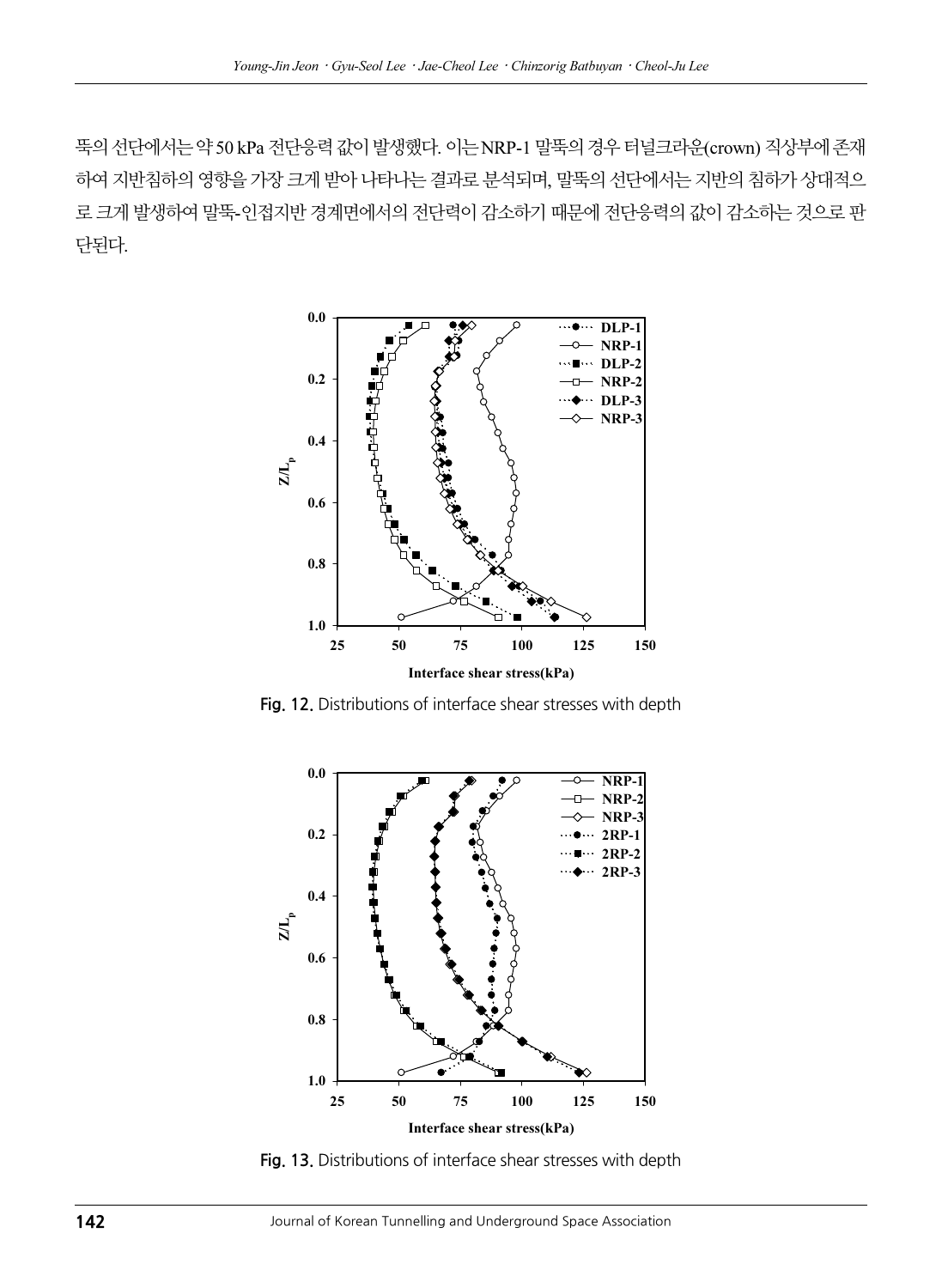뚝의 선단에서는 약 50 kPa 전단응력 값이 발생했다. 이는 NRP-1 말뚝의 경우 터널크라운(crown) 직상부에 존재하여 지반침하의 영향을 가장 크게 받아 나타나는 결과로 분석되며, 말뚝의 선단에서는 지반의 침하가 상대적으로 크게 발생하여 말뚝-인접지반 경계면에서의 전단력이 감소하기 때문에 전단응력의 값이 감소하는 것으로 판단된다.

Fig. 12. Distributions of interface shear stresses with depth

Fig. 13. Distributions of interface shear stresses with depth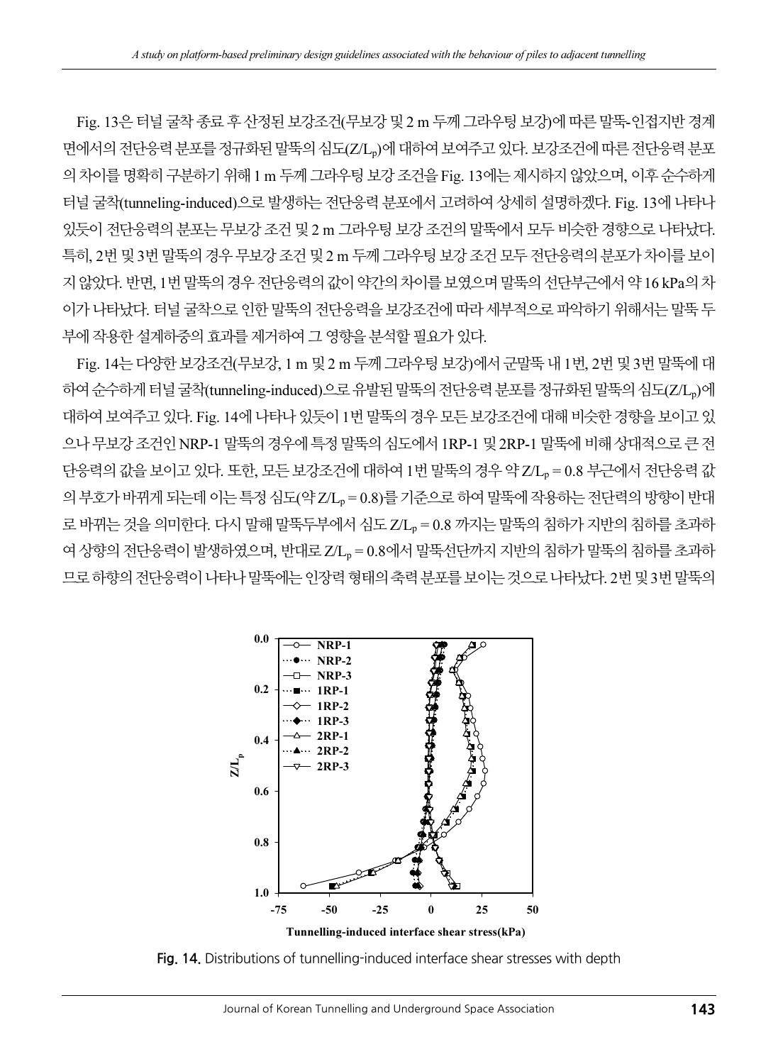Fig. 13은 터널 굴착 종료 후 산정된 보강조건(무보강 및 2 m 두께 그라우팅 보강)에 따른 말뚝-인접지반 경계면에서의 전단응력 분포를 정규화된 말뚝의 심도($Z/L_p$)에 대하여 보여주고 있다. 보강조건에 따른 전단응력 분포의 차이를 명확히 구분하기 위해 1 m 두께 그라우팅 보강 조건을 Fig. 13에는 제시하지 않았으며, 이후 순수하게 터널 굴착(tunneling-induced)으로 발생하는 전단응력 분포에서 고려하여 상세히 설명하겠다. Fig. 13에 나타나 있듯이 전단응력의 분포는 무보강 조건 및 2 m 그라우팅 보강 조건의 말뚝에서 모두 비슷한 경향으로 나타났다. 특히, 2번 및 3번 말뚝의 경우 무보강 조건 및 2 m 두께 그라우팅 보강 조건 모두 전단응력의 분포가 차이를 보이지 않았다. 반면, 1번 말뚝의 경우 전단응력의 값이 약간의 차이를 보였으며 말뚝의 선단부근에서 약 16 kPa의 차이가 나타났다. 터널 굴착으로 인한 말뚝의 전단응력을 보강조건에 따라 세부적으로 파악하기 위해서는 말뚝 두부에 작용한 설계하중의 효과를 제거하여 그 영향을 분석할 필요가 있다.

Fig. 14는 다양한 보강조건(무보강, 1 m 및 2 m 두께 그라우팅 보강)에서 군말뚝 내 1번, 2번 및 3번 말뚝에 대하여 순수하게 터널 굴착(tunneling-induced)으로 유발된 말뚝의 전단응력 분포를 정규화된 말뚝의 심도($Z/L_p$)에 대하여 보여주고 있다. Fig. 14에 나타나 있듯이 1번 말뚝의 경우 모든 보강조건에 대해 비슷한 경향을 보이고 있으나 무보강 조건인 NRP-1 말뚝의 경우에 특정 말뚝의 심도에서 1RP-1 및 2RP-1 말뚝에 비해 상대적으로 큰 전단응력의 값을 보이고 있다. 또한, 모든 보강조건에 대하여 1번 말뚝의 경우 약 $Z/L_p = 0.8$ 부근에서 전단응력 값의 부호가 바뀌게 되는데 이는 특정 심도(약 $Z/L_p = 0.8$)를 기준으로 하여 말뚝에 작용하는 전단력의 방향이 반대로 바뀌는 것을 의미한다. 다시 말해 말뚝두부에서 심도 $Z/L_p = 0.8$ 까지는 말뚝의 침하가 지반의 침하를 초과하여 상향의 전단응력이 발생하였으며, 반대로 $Z/L_p = 0.8$에서 말뚝선단까지 지반의 침하가 말뚝의 침하를 초과하므로 하향의 전단응력이 나타나 말뚝에는 인장력 형태의 축력 분포를 보이는 것으로 나타났다. 2번 및 3번 말뚝의

Fig. 14. Distributions of tunnelling-induced interface shear stresses with depth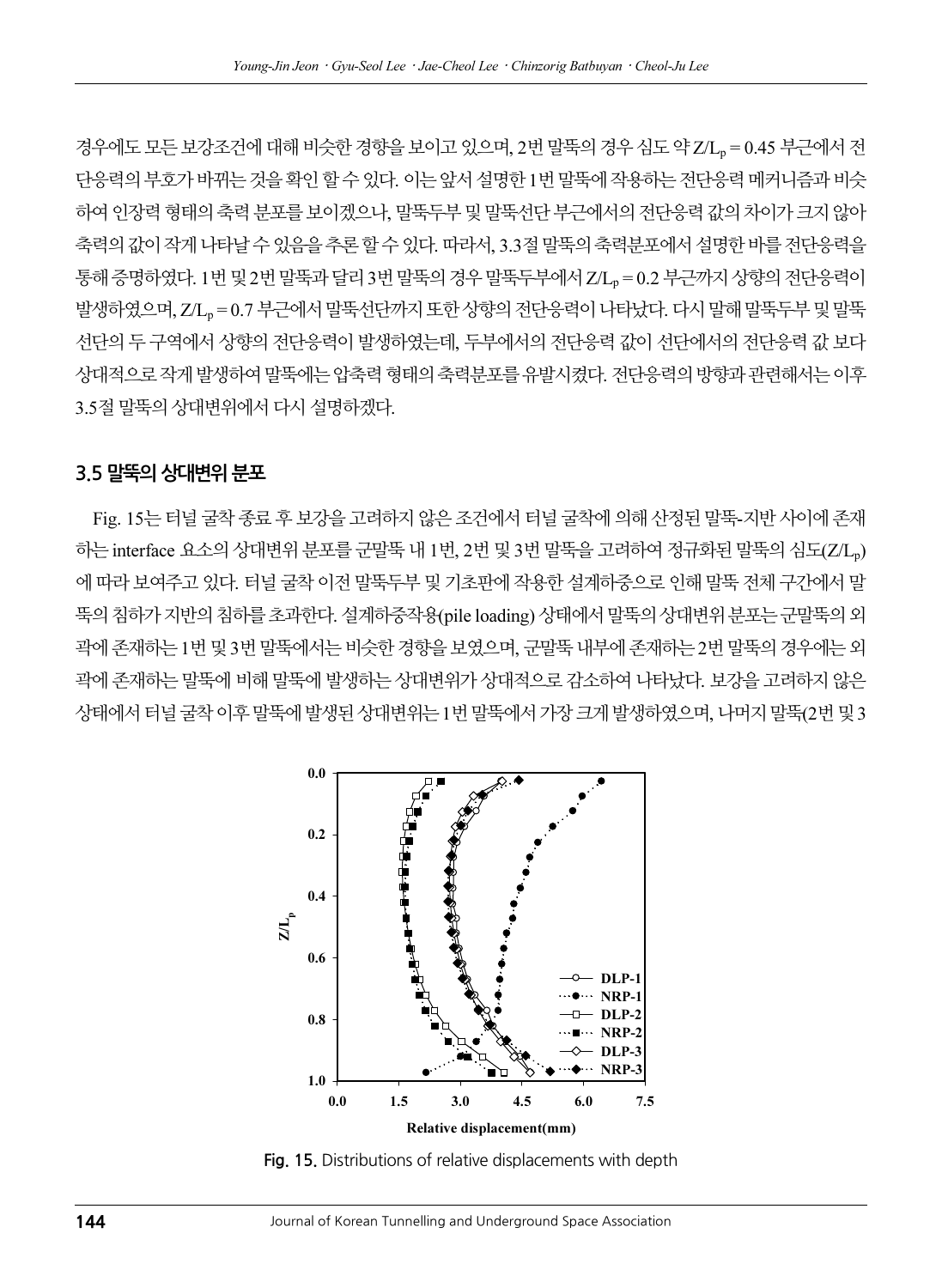경우에도 모든 보강조건에 대해 비슷한 경향을 보이고 있으며, 2번 말뚝의 경우 심도 약 $Z/L_p = 0.45$ 부근에서 전단응력의 부호가 바뀌는 것을 확인 할 수 있다. 이는 앞서 설명한 1번 말뚝에 작용하는 전단응력 메커니즘과 비슷하여 인장력 형태의 축력 분포를 보이겠으나, 말뚝두부 및 말뚝선단 부근에서의 전단응력 값의 차이가 크지 않아 축력의 값이 작게 나타날 수 있음을 추론 할 수 있다. 따라서, 3.3절 말뚝의 축력분포에서 설명한 바를 전단응력을 통해 증명하였다. 1번 및 2번 말뚝과 달리 3번 말뚝의 경우 말뚝두부에서 $Z/L_p = 0.2$ 부근까지 상향의 전단응력이 발생하였으며, $Z/L_p = 0.7$ 부근에서 말뚝선단까지 또한 상향의 전단응력이 나타났다. 다시 말해 말뚝두부 및 말뚝선단의 두 구역에서 상향의 전단응력이 발생하였는데, 두부에서의 전단응력 값이 선단에서의 전단응력 값 보다 상대적으로 작게 발생하여 말뚝에는 압축력 형태의 축력분포를 유발시켰다. 전단응력의 방향과 관련해서는 이후 3.5절 말뚝의 상대변위에서 다시 설명하겠다.

### 3.5 말뚝의 상대변위 분포

Fig. 15는 터널 굴착 종료 후 보강을 고려하지 않은 조건에서 터널 굴착에 의해 산정된 말뚝-지반 사이에 존재하는 interface 요소의 상대변위 분포를 군말뚝 내 1번, 2번 및 3번 말뚝을 고려하여 정규화된 말뚝의 심도($Z/L_p$)에 따라 보여주고 있다. 터널 굴착 이전 말뚝두부 및 기초판에 작용한 설계하중으로 인해 말뚝 전체 구간에서 말뚝의 침하가 지반의 침하를 초과한다. 설계하중작용(pile loading) 상태에서 말뚝의 상대변위 분포는 군말뚝의 외곽에 존재하는 1번 및 3번 말뚝에서는 비슷한 경향을 보였으며, 군말뚝 내부에 존재하는 2번 말뚝의 경우에는 외곽에 존재하는 말뚝에 비해 말뚝에 발생하는 상대변위가 상대적으로 감소하여 나타났다. 보강을 고려하지 않은 상태에서 터널 굴착 이후 말뚝에 발생된 상대변위는 1번 말뚝에서 가장 크게 발생하였으며, 나머지 말뚝(2번 및 3

Fig. 15. Distributions of relative displacements with depth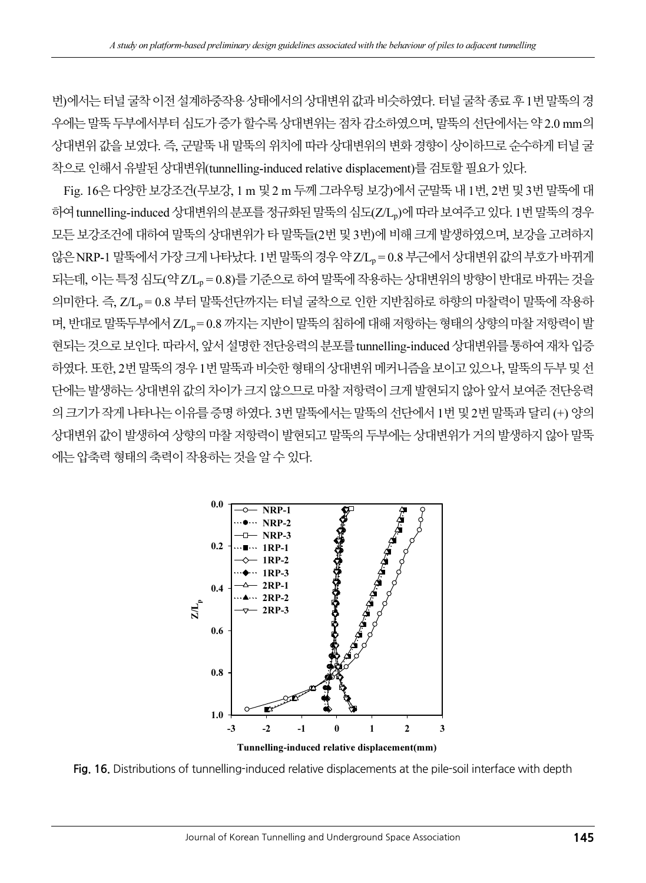번)에서는 터널 굴착 이전 설계하중작용 상태에서의 상대변위 값과 비슷하였다. 터널 굴착 종료 후 1번 말뚝의 경우에는 말뚝 두부에서부터 심도가 증가 할수록 상대변위는 점차 감소하였으며, 말뚝의 선단에서는 약 2.0 mm의 상대변위 값을 보였다. 즉, 군말뚝 내 말뚝의 위치에 따라 상대변위의 변화 경향이 상이하므로 순수하게 터널 굴착으로 인해서 유발된 상대변위(tunnelling-induced relative displacement)를 검토할 필요가 있다.

Fig. 16은 다양한 보강조건(무보강, 1 m 및 2 m 두께 그라우팅 보강)에서 군말뚝 내 1번, 2번 및 3번 말뚝에 대하여 tunnelling-induced 상대변위의 분포를 정규화된 말뚝의 심도($Z/L_p$)에 따라 보여주고 있다. 1번 말뚝의 경우 모든 보강조건에 대하여 말뚝의 상대변위가 타 말뚝들(2번 및 3번)에 비해 크게 발생하였으며, 보강을 고려하지 않은 NRP-1 말뚝에서 가장 크게 나타났다. 1번 말뚝의 경우 약 $Z/L_p = 0.8$ 부근에서 상대변위 값의 부호가 바뀌게 되는데, 이는 특정 심도(약 $Z/L_p = 0.8$)를 기준으로 하여 말뚝에 작용하는 상대변위의 방향이 반대로 바뀌는 것을 의미한다. 즉, $Z/L_p = 0.8$ 부터 말뚝선단까지는 터널 굴착으로 인한 지반침하로 하향의 마찰력이 말뚝에 작용하며, 반대로 말뚝두부에서 $Z/L_p = 0.8$ 까지는 지반이 말뚝의 침하에 대해 저항하는 형태의 상향의 마찰 저항력이 발현되는 것으로 보인다. 따라서, 앞서 설명한 전단응력의 분포를 tunnelling-induced 상대변위를 통하여 재차 입증하였다. 또한, 2번 말뚝의 경우 1번 말뚝과 비슷한 형태의 상대변위 메커니즘을 보이고 있으나, 말뚝의 두부 및 선단에는 발생하는 상대변위 값의 차이가 크지 않으므로 마찰 저항력이 크게 발현되지 않아 앞서 보여준 전단응력의 크기가 작게 나타나는 이유를 증명 하였다. 3번 말뚝에서는 말뚝의 선단에서 1번 및 2번 말뚝과 달리 (+) 양의 상대변위 값이 발생하여 상향의 마찰 저항력이 발현되고 말뚝의 두부에는 상대변위가 거의 발생하지 않아 말뚝에는 압축력 형태의 축력이 작용하는 것을 알 수 있다.

Fig. 16. Distributions of tunnelling-induced relative displacements at the pile-soil interface with depth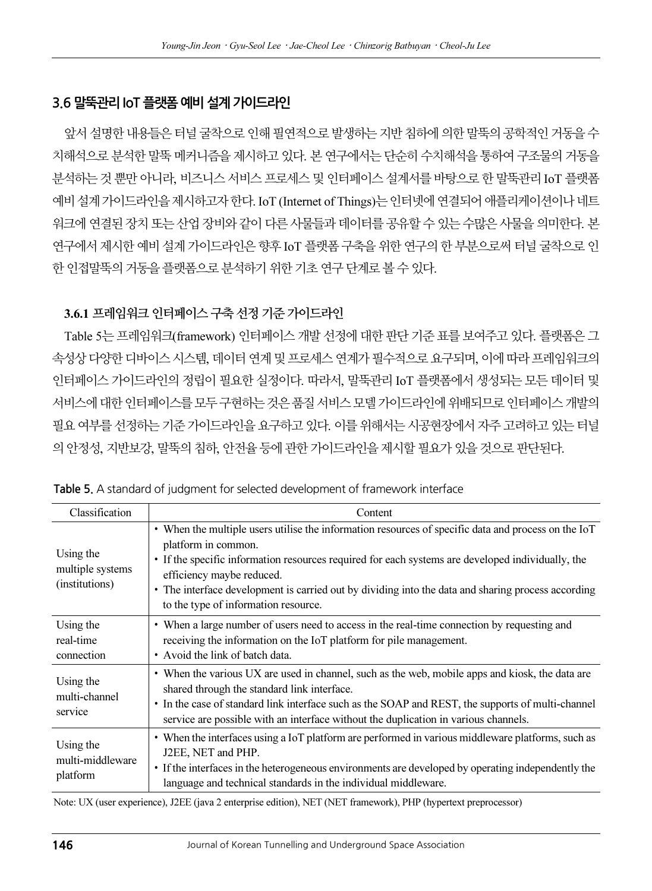### 3.6 말뚝관리 IoT 플랫폼 예비 설계 가이드라인

앞서 설명한 내용들은 터널 굴착으로 인해 필연적으로 발생하는 지반 침하에 의한 말뚝의 공학적인 거동을 수치해석으로 분석한 말뚝 메커니즘을 제시하고 있다. 본 연구에서는 단순히 수치해석을 통하여 구조물의 거동을 분석하는 것 뿐만 아니라, 비즈니스 서비스 프로세스 및 인터페이스 설계서를 바탕으로 한 말뚝관리 IoT 플랫폼 예비 설계 가이드라인을 제시하고자 한다. IoT (Internet of Things)는 인터넷에 연결되어 애플리케이션이나 네트워크에 연결된 장치 또는 산업 장비와 같이 다른 사물들과 데이터를 공유할 수 있는 수많은 사물을 의미한다. 본 연구에서 제시한 예비 설계 가이드라인은 향후 IoT 플랫폼 구축을 위한 연구의 한 부분으로써 터널 굴착으로 인한 인접말뚝의 거동을 플랫폼으로 분석하기 위한 기초 연구 단계로 볼 수 있다.

#### 3.6.1 프레임워크 인터페이스 구축 선정 기준 가이드라인

Table 5는 프레임워크(framework) 인터페이스 개발 선정에 대한 판단 기준 표를 보여주고 있다. 플랫폼은 그 속성상 다양한 디바이스 시스템, 데이터 연계 및 프로세스 연계가 필수적으로 요구되며, 이에 따라 프레임워크의 인터페이스 가이드라인의 정립이 필요한 실정이다. 따라서, 말뚝관리 IoT 플랫폼에서 생성되는 모든 데이터 및 서비스에 대한 인터페이스를 모두 구현하는 것은 품질 서비스 모델 가이드라인에 위배되므로 인터페이스 개발의 필요 여부를 선정하는 기준 가이드라인을 요구하고 있다. 이를 위해서는 시공현장에서 자주 고려하고 있는 터널의 안정성, 지반보강, 말뚝의 침하, 안전율 등에 관한 가이드라인을 제시할 필요가 있을 것으로 판단된다.

**Table 5.** A standard of judgment for selected development of framework interface

| Classification | Content |
|---|---|
| Using the multiple systems (institutions) | • When the multiple users utilise the information resources of specific data and process on the IoT platform in common.<br>• If the specific information resources required for each systems are developed individually, the efficiency maybe reduced.<br>• The interface development is carried out by dividing into the data and sharing process according to the type of information resource. |
| Using the real-time connection | • When a large number of users need to access in the real-time connection by requesting and receiving the information on the IoT platform for pile management.<br>• Avoid the link of batch data. |
| Using the multi-channel service | • When the various UX are used in channel, such as the web, mobile apps and kiosk, the data are shared through the standard link interface.<br>• In the case of standard link interface such as the SOAP and REST, the supports of multi-channel service are possible with an interface without the duplication in various channels. |
| Using the multi-middleware platform | • When the interfaces using a IoT platform are performed in various middleware platforms, such as J2EE, NET and PHP.<br>• If the interfaces in the heterogeneous environments are developed by operating independently the language and technical standards in the individual middleware. |

Note: UX (user experience), J2EE (java 2 enterprise edition), NET (NET framework), PHP (hypertext preprocessor)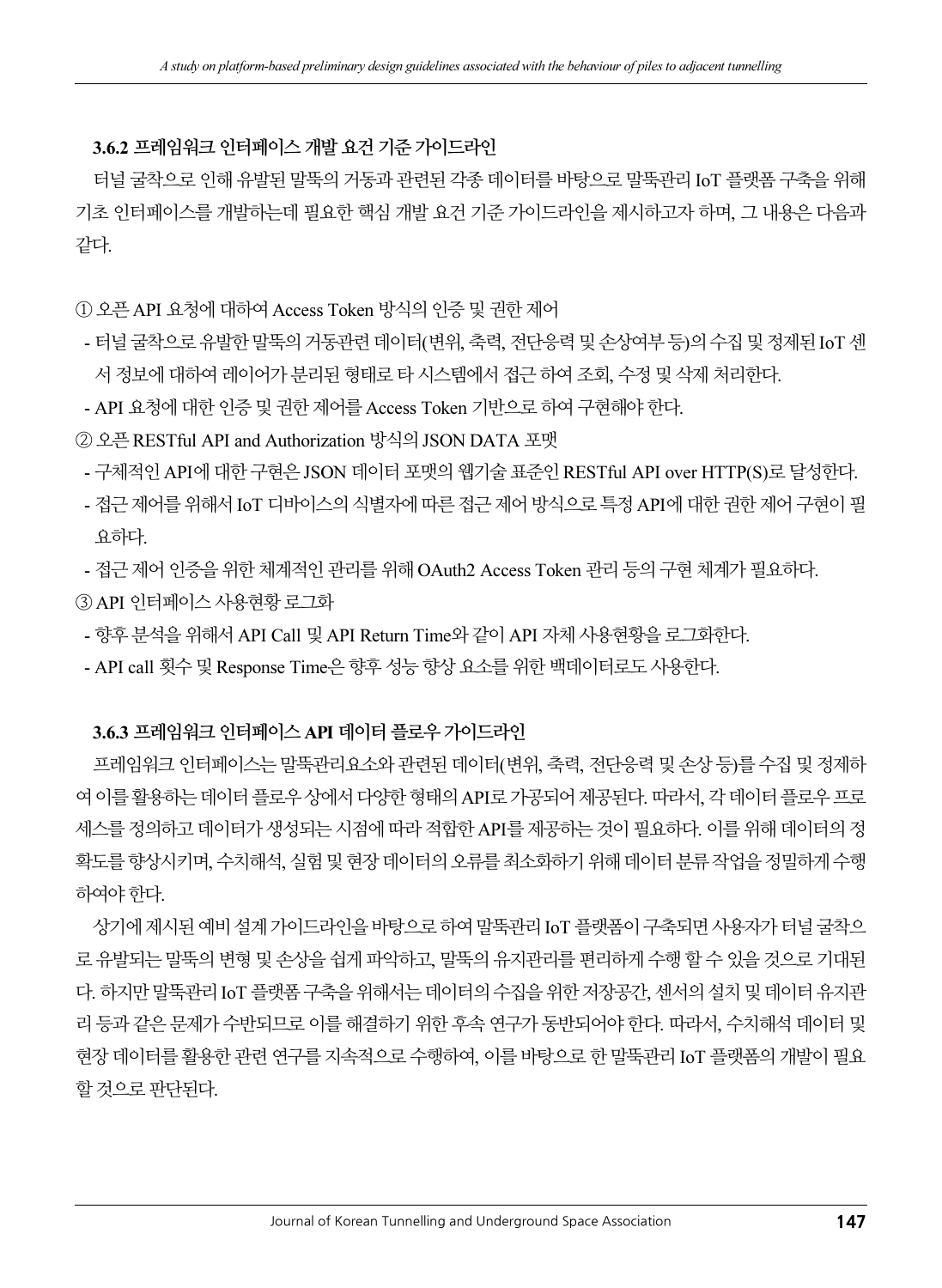### 3.6.2 프레임워크 인터페이스 개발 요건 기준 가이드라인

터널 굴착으로 인해 유발된 말뚝의 거동과 관련된 각종 데이터를 바탕으로 말뚝관리 IoT 플랫폼 구축을 위해 기초 인터페이스를 개발하는데 필요한 핵심 개발 요건 기준 가이드라인을 제시하고자 하며, 그 내용은 다음과 같다.

① 오픈 API 요청에 대하여 Access Token 방식의 인증 및 권한 제어

- 터널 굴착으로 유발한 말뚝의 거동관련 데이터(변위, 축력, 전단응력 및 손상여부 등)의 수집 및 정제된 IoT 센서 정보에 대하여 레이어가 분리된 형태로 타 시스템에서 접근 하여 조회, 수정 및 삭제 처리한다.
- API 요청에 대한 인증 및 권한 제어를 Access Token 기반으로 하여 구현해야 한다.

② 오픈 RESTful API and Authorization 방식의 JSON DATA 포맷

- 구체적인 API에 대한 구현은 JSON 데이터 포맷의 웹기술 표준인 RESTful API over HTTP(S)로 달성한다.
- 접근 제어를 위해서 IoT 디바이스의 식별자에 따른 접근 제어 방식으로 특정 API에 대한 권한 제어 구현이 필요하다.
- 접근 제어 인증을 위한 체계적인 관리를 위해 OAuth2 Access Token 관리 등의 구현 체계가 필요하다.

③ API 인터페이스 사용현황 로그화

- 향후 분석을 위해서 API Call 및 API Return Time와 같이 API 자체 사용현황을 로그화한다.
- API call 횟수 및 Response Time은 향후 성능 향상 요소를 위한 백데이터로도 사용한다.

### 3.6.3 프레임워크 인터페이스 API 데이터 플로우 가이드라인

프레임워크 인터페이스는 말뚝관리요소와 관련된 데이터(변위, 축력, 전단응력 및 손상 등)를 수집 및 정제하여 이를 활용하는 데이터 플로우 상에서 다양한 형태의 API로 가공되어 제공된다. 따라서, 각 데이터 플로우 프로세스를 정의하고 데이터가 생성되는 시점에 따라 적합한 API를 제공하는 것이 필요하다. 이를 위해 데이터의 정확도를 향상시키며, 수치해석, 실험 및 현장 데이터의 오류를 최소화하기 위해 데이터 분류 작업을 정밀하게 수행하여야 한다.

상기에 제시된 예비 설계 가이드라인을 바탕으로 하여 말뚝관리 IoT 플랫폼이 구축되면 사용자가 터널 굴착으로 유발되는 말뚝의 변형 및 손상을 쉽게 파악하고, 말뚝의 유지관리를 편리하게 수행 할 수 있을 것으로 기대된다. 하지만 말뚝관리 IoT 플랫폼 구축을 위해서는 데이터의 수집을 위한 저장공간, 센서의 설치 및 데이터 유지관리 등과 같은 문제가 수반되므로 이를 해결하기 위한 후속 연구가 동반되어야 한다. 따라서, 수치해석 데이터 및 현장 데이터를 활용한 관련 연구를 지속적으로 수행하여, 이를 바탕으로 한 말뚝관리 IoT 플랫폼의 개발이 필요할 것으로 판단된다.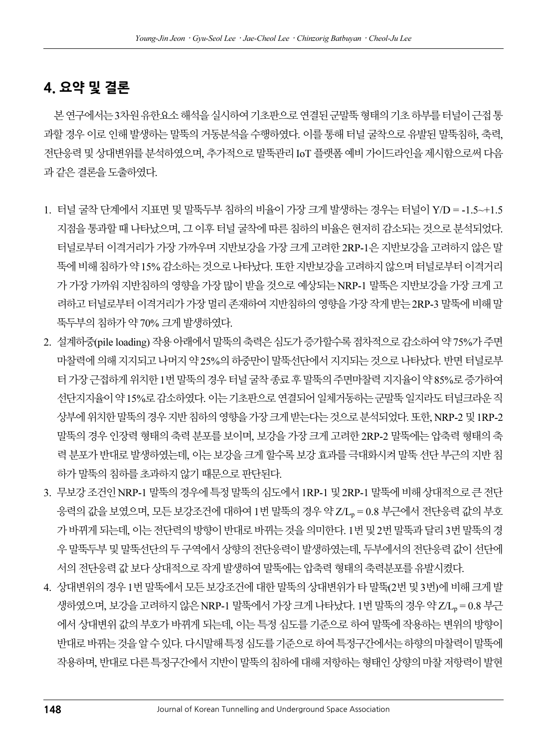## 4. 요약 및 결론

본 연구에서는 3차원 유한요소 해석을 실시하여 기초판으로 연결된 군말뚝 형태의 기초 하부를 터널이 근접 통과할 경우 이로 인해 발생하는 말뚝의 거동분석을 수행하였다. 이를 통해 터널 굴착으로 유발된 말뚝침하, 축력, 전단응력 및 상대변위를 분석하였으며, 추가적으로 말뚝관리 IoT 플랫폼 예비 가이드라인을 제시함으로써 다음과 같은 결론을 도출하였다.

1. 터널 굴착 단계에서 지표면 및 말뚝두부 침하의 비율이 가장 크게 발생하는 경우는 터널이 Y/D = -1.5~+1.5 지점을 통과할 때 나타났으며, 그 이후 터널 굴착에 따른 침하의 비율은 현저히 감소되는 것으로 분석되었다. 터널로부터 이격거리가 가장 가까우며 지반보강을 가장 크게 고려한 2RP-1은 지반보강을 고려하지 않은 말뚝에 비해 침하가 약 15% 감소하는 것으로 나타났다. 또한 지반보강을 고려하지 않으며 터널로부터 이격거리가 가장 가까워 지반침하의 영향을 가장 많이 받을 것으로 예상되는 NRP-1 말뚝은 지반보강을 가장 크게 고려하고 터널로부터 이격거리가 가장 멀리 존재하여 지반침하의 영향을 가장 작게 받는 2RP-3 말뚝에 비해 말뚝두부의 침하가 약 70% 크게 발생하였다.
2. 설계하중(pile loading) 작용 아래에서 말뚝의 축력은 심도가 증가할수록 점차적으로 감소하여 약 75%가 주면마찰력에 의해 지지되고 나머지 약 25%의 하중만이 말뚝선단에서 지지되는 것으로 나타났다. 반면 터널로부터 가장 근접하게 위치한 1번 말뚝의 경우 터널 굴착 종료 후 말뚝의 주면마찰력 지지율이 약 85%로 증가하여 선단지지율이 약 15%로 감소하였다. 이는 기초판으로 연결되어 일체거동하는 군말뚝 일지라도 터널크라운 직상부에 위치한 말뚝의 경우 지반 침하의 영향을 가장 크게 받는다는 것으로 분석되었다. 또한, NRP-2 및 1RP-2 말뚝의 경우 인장력 형태의 축력 분포를 보이며, 보강을 가장 크게 고려한 2RP-2 말뚝에는 압축력 형태의 축력 분포가 반대로 발생하였는데, 이는 보강을 크게 할수록 보강 효과를 극대화시켜 말뚝 선단 부근의 지반 침하가 말뚝의 침하를 초과하지 않기 때문으로 판단된다.
3. 무보강 조건인 NRP-1 말뚝의 경우에 특정 말뚝의 심도에서 1RP-1 및 2RP-1 말뚝에 비해 상대적으로 큰 전단응력의 값을 보였으며, 모든 보강조건에 대하여 1번 말뚝의 경우 약 $Z/L_p = 0.8$ 부근에서 전단응력 값의 부호가 바뀌게 되는데, 이는 전단력의 방향이 반대로 바뀌는 것을 의미한다. 1번 및 2번 말뚝과 달리 3번 말뚝의 경우 말뚝두부 및 말뚝선단의 두 구역에서 상향의 전단응력이 발생하였는데, 두부에서의 전단응력 값이 선단에서의 전단응력 값 보다 상대적으로 작게 발생하여 말뚝에는 압축력 형태의 축력분포를 유발시켰다.
4. 상대변위의 경우 1번 말뚝에서 모든 보강조건에 대한 말뚝의 상대변위가 타 말뚝(2번 및 3번)에 비해 크게 발생하였으며, 보강을 고려하지 않은 NRP-1 말뚝에서 가장 크게 나타났다. 1번 말뚝의 경우 약 $Z/L_p = 0.8$ 부근에서 상대변위 값의 부호가 바뀌게 되는데, 이는 특정 심도를 기준으로 하여 말뚝에 작용하는 변위의 방향이 반대로 바뀌는 것을 알 수 있다. 다시말해 특정 심도를 기준으로 하여 특정구간에서는 하향의 마찰력이 말뚝에 작용하며, 반대로 다른 특정구간에서 지반이 말뚝의 침하에 대해 저항하는 형태인 상향의 마찰 저항력이 발현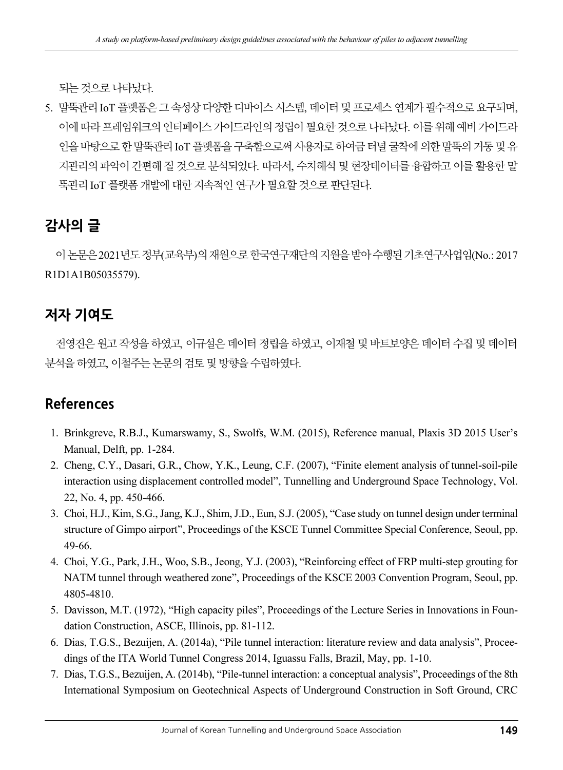되는 것으로 나타났다.

5. 말뚝관리 IoT 플랫폼은 그 속성상 다양한 디바이스 시스템, 데이터 및 프로세스 연계가 필수적으로 요구되며, 이에 따라 프레임워크의 인터페이스 가이드라인의 정립이 필요한 것으로 나타났다. 이를 위해 예비 가이드라인을 바탕으로 한 말뚝관리 IoT 플랫폼을 구축함으로써 사용자로 하여금 터널 굴착에 의한 말뚝의 거동 및 유지관리의 파악이 간편해 질 것으로 분석되었다. 따라서, 수치해석 및 현장데이터를 융합하고 이를 활용한 말뚝관리 IoT 플랫폼 개발에 대한 지속적인 연구가 필요할 것으로 판단된다.

## 감사의 글

이 논문은 2021년도 정부(교육부)의 재원으로 한국연구재단의 지원을 받아 수행된 기초연구사업임(No.: 2017R1D1A1B05035579).

## 저자 기여도

전영진은 원고 작성을 하였고, 이규설은 데이터 정립을 하였고, 이재철 및 바트보양은 데이터 수집 및 데이터 분석을 하였고, 이철주는 논문의 검토 및 방향을 수립하였다.

## References

1. Brinkgreve, R.B.J., Kumarswamy, S., Swolfs, W.M. (2015), Reference manual, Plaxis 3D 2015 User's Manual, Delft, pp. 1-284.
2. Cheng, C.Y., Dasari, G.R., Chow, Y.K., Leung, C.F. (2007), "Finite element analysis of tunnel-soil-pile interaction using displacement controlled model", Tunnelling and Underground Space Technology, Vol. 22, No. 4, pp. 450-466.
3. Choi, H.J., Kim, S.G., Jang, K.J., Shim, J.D., Eun, S.J. (2005), "Case study on tunnel design under terminal structure of Gimpo airport", Proceedings of the KSCE Tunnel Committee Special Conference, Seoul, pp. 49-66.
4. Choi, Y.G., Park, J.H., Woo, S.B., Jeong, Y.J. (2003), "Reinforcing effect of FRP multi-step grouting for NATM tunnel through weathered zone", Proceedings of the KSCE 2003 Convention Program, Seoul, pp. 4805-4810.
5. Davisson, M.T. (1972), "High capacity piles", Proceedings of the Lecture Series in Innovations in Foundation Construction, ASCE, Illinois, pp. 81-112.
6. Dias, T.G.S., Bezuijen, A. (2014a), "Pile tunnel interaction: literature review and data analysis", Proceedings of the ITA World Tunnel Congress 2014, Iguassu Falls, Brazil, May, pp. 1-10.
7. Dias, T.G.S., Bezuijen, A. (2014b), "Pile-tunnel interaction: a conceptual analysis", Proceedings of the 8th International Symposium on Geotechnical Aspects of Underground Construction in Soft Ground, CRC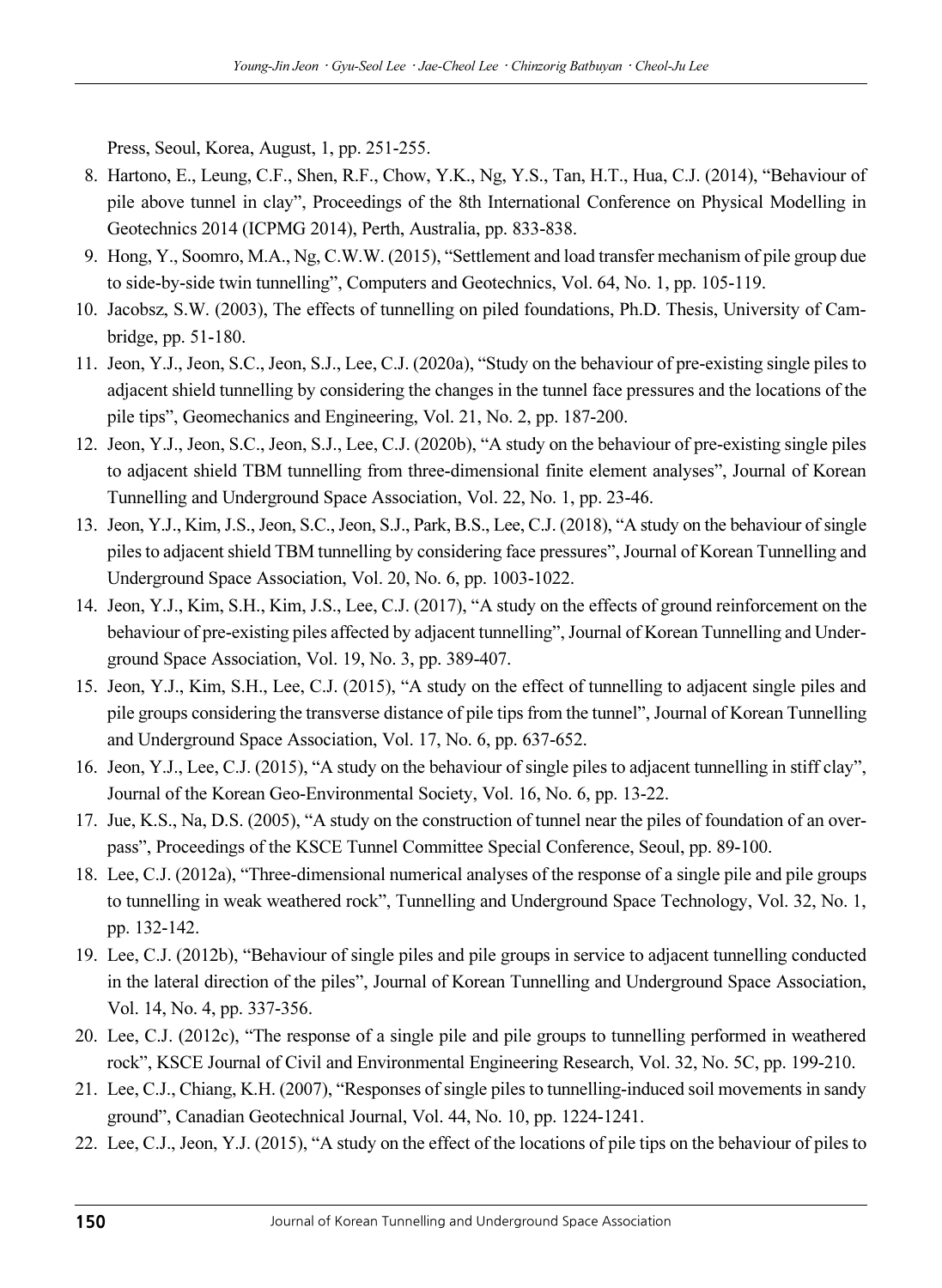Press, Seoul, Korea, August, 1, pp. 251-255.

8. Hartono, E., Leung, C.F., Shen, R.F., Chow, Y.K., Ng, Y.S., Tan, H.T., Hua, C.J. (2014), "Behaviour of pile above tunnel in clay", Proceedings of the 8th International Conference on Physical Modelling in Geotechnics 2014 (ICPMG 2014), Perth, Australia, pp. 833-838.
9. Hong, Y., Soomro, M.A., Ng, C.W.W. (2015), "Settlement and load transfer mechanism of pile group due to side-by-side twin tunnelling", Computers and Geotechnics, Vol. 64, No. 1, pp. 105-119.
10. Jacobsz, S.W. (2003), The effects of tunnelling on piled foundations, Ph.D. Thesis, University of Cambridge, pp. 51-180.
11. Jeon, Y.J., Jeon, S.C., Jeon, S.J., Lee, C.J. (2020a), "Study on the behaviour of pre-existing single piles to adjacent shield tunnelling by considering the changes in the tunnel face pressures and the locations of the pile tips", Geomechanics and Engineering, Vol. 21, No. 2, pp. 187-200.
12. Jeon, Y.J., Jeon, S.C., Jeon, S.J., Lee, C.J. (2020b), "A study on the behaviour of pre-existing single piles to adjacent shield TBM tunnelling from three-dimensional finite element analyses", Journal of Korean Tunnelling and Underground Space Association, Vol. 22, No. 1, pp. 23-46.
13. Jeon, Y.J., Kim, J.S., Jeon, S.C., Jeon, S.J., Park, B.S., Lee, C.J. (2018), "A study on the behaviour of single piles to adjacent shield TBM tunnelling by considering face pressures", Journal of Korean Tunnelling and Underground Space Association, Vol. 20, No. 6, pp. 1003-1022.
14. Jeon, Y.J., Kim, S.H., Kim, J.S., Lee, C.J. (2017), "A study on the effects of ground reinforcement on the behaviour of pre-existing piles affected by adjacent tunnelling", Journal of Korean Tunnelling and Underground Space Association, Vol. 19, No. 3, pp. 389-407.
15. Jeon, Y.J., Kim, S.H., Lee, C.J. (2015), "A study on the effect of tunnelling to adjacent single piles and pile groups considering the transverse distance of pile tips from the tunnel", Journal of Korean Tunnelling and Underground Space Association, Vol. 17, No. 6, pp. 637-652.
16. Jeon, Y.J., Lee, C.J. (2015), "A study on the behaviour of single piles to adjacent tunnelling in stiff clay", Journal of the Korean Geo-Environmental Society, Vol. 16, No. 6, pp. 13-22.
17. Jue, K.S., Na, D.S. (2005), "A study on the construction of tunnel near the piles of foundation of an overpass", Proceedings of the KSCE Tunnel Committee Special Conference, Seoul, pp. 89-100.
18. Lee, C.J. (2012a), "Three-dimensional numerical analyses of the response of a single pile and pile groups to tunnelling in weak weathered rock", Tunnelling and Underground Space Technology, Vol. 32, No. 1, pp. 132-142.
19. Lee, C.J. (2012b), "Behaviour of single piles and pile groups in service to adjacent tunnelling conducted in the lateral direction of the piles", Journal of Korean Tunnelling and Underground Space Association, Vol. 14, No. 4, pp. 337-356.
20. Lee, C.J. (2012c), "The response of a single pile and pile groups to tunnelling performed in weathered rock", KSCE Journal of Civil and Environmental Engineering Research, Vol. 32, No. 5C, pp. 199-210.
21. Lee, C.J., Chiang, K.H. (2007), "Responses of single piles to tunnelling-induced soil movements in sandy ground", Canadian Geotechnical Journal, Vol. 44, No. 10, pp. 1224-1241.
22. Lee, C.J., Jeon, Y.J. (2015), "A study on the effect of the locations of pile tips on the behaviour of piles to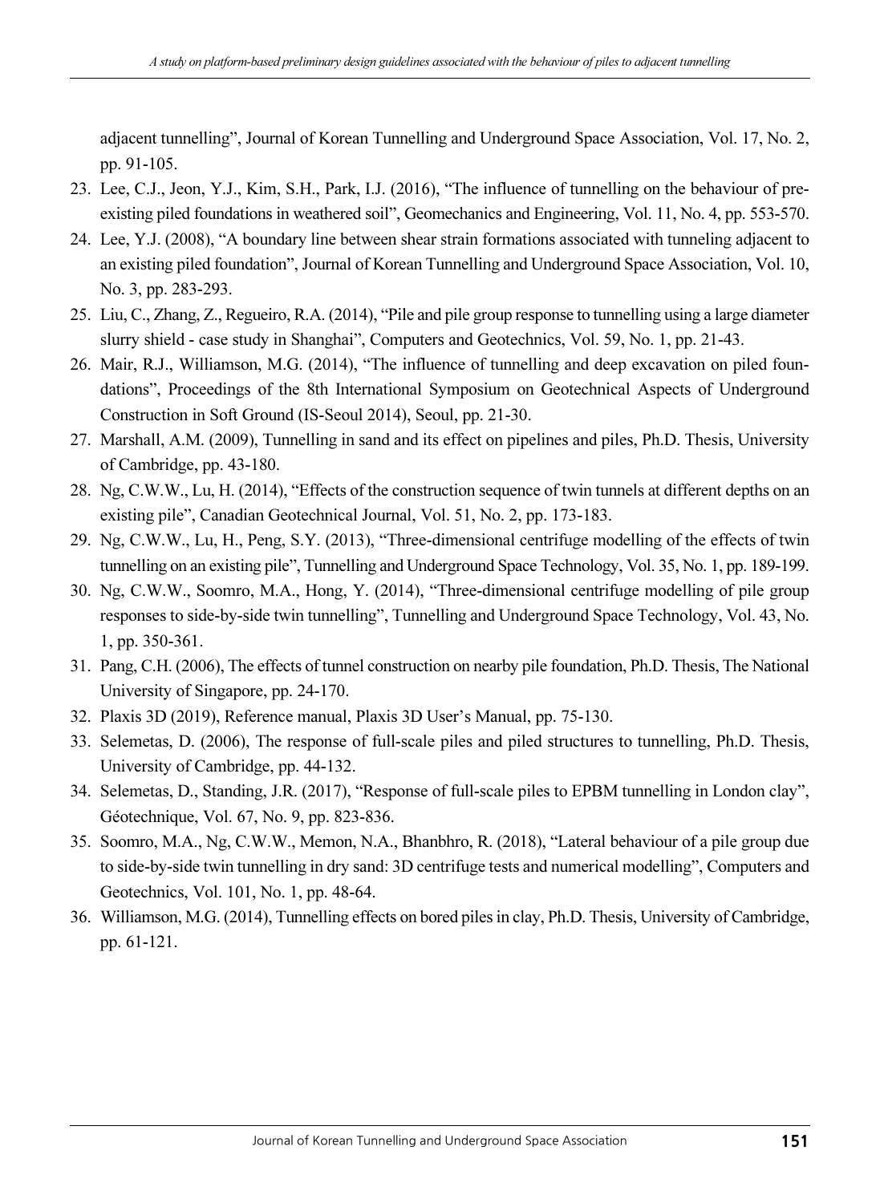adjacent tunnelling", Journal of Korean Tunnelling and Underground Space Association, Vol. 17, No. 2, pp. 91-105.

23. Lee, C.J., Jeon, Y.J., Kim, S.H., Park, I.J. (2016), "The influence of tunnelling on the behaviour of pre-existing piled foundations in weathered soil", Geomechanics and Engineering, Vol. 11, No. 4, pp. 553-570.
24. Lee, Y.J. (2008), "A boundary line between shear strain formations associated with tunneling adjacent to an existing piled foundation", Journal of Korean Tunnelling and Underground Space Association, Vol. 10, No. 3, pp. 283-293.
25. Liu, C., Zhang, Z., Regueiro, R.A. (2014), "Pile and pile group response to tunnelling using a large diameter slurry shield - case study in Shanghai", Computers and Geotechnics, Vol. 59, No. 1, pp. 21-43.
26. Mair, R.J., Williamson, M.G. (2014), "The influence of tunnelling and deep excavation on piled foundations", Proceedings of the 8th International Symposium on Geotechnical Aspects of Underground Construction in Soft Ground (IS-Seoul 2014), Seoul, pp. 21-30.
27. Marshall, A.M. (2009), Tunnelling in sand and its effect on pipelines and piles, Ph.D. Thesis, University of Cambridge, pp. 43-180.
28. Ng, C.W.W., Lu, H. (2014), "Effects of the construction sequence of twin tunnels at different depths on an existing pile", Canadian Geotechnical Journal, Vol. 51, No. 2, pp. 173-183.
29. Ng, C.W.W., Lu, H., Peng, S.Y. (2013), "Three-dimensional centrifuge modelling of the effects of twin tunnelling on an existing pile", Tunnelling and Underground Space Technology, Vol. 35, No. 1, pp. 189-199.
30. Ng, C.W.W., Soomro, M.A., Hong, Y. (2014), "Three-dimensional centrifuge modelling of pile group responses to side-by-side twin tunnelling", Tunnelling and Underground Space Technology, Vol. 43, No. 1, pp. 350-361.
31. Pang, C.H. (2006), The effects of tunnel construction on nearby pile foundation, Ph.D. Thesis, The National University of Singapore, pp. 24-170.
32. Plaxis 3D (2019), Reference manual, Plaxis 3D User's Manual, pp. 75-130.
33. Selemetas, D. (2006), The response of full-scale piles and piled structures to tunnelling, Ph.D. Thesis, University of Cambridge, pp. 44-132.
34. Selemetas, D., Standing, J.R. (2017), "Response of full-scale piles to EPBM tunnelling in London clay", Géotechnique, Vol. 67, No. 9, pp. 823-836.
35. Soomro, M.A., Ng, C.W.W., Memon, N.A., Bhanbhro, R. (2018), "Lateral behaviour of a pile group due to side-by-side twin tunnelling in dry sand: 3D centrifuge tests and numerical modelling", Computers and Geotechnics, Vol. 101, No. 1, pp. 48-64.
36. Williamson, M.G. (2014), Tunnelling effects on bored piles in clay, Ph.D. Thesis, University of Cambridge, pp. 61-121.